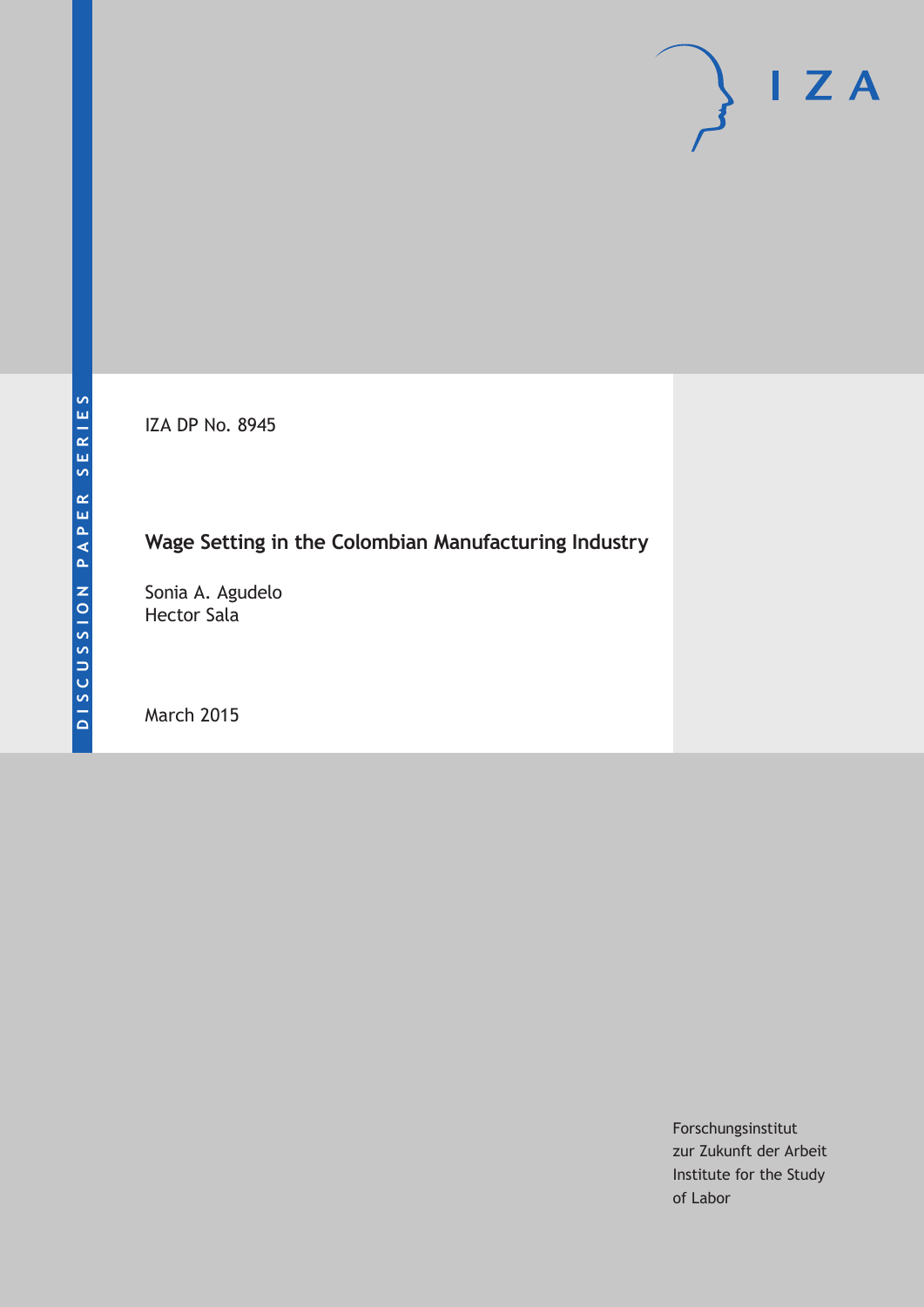DISCUSSION PAPER SERIES

IZA DP No. 8945

# Wage Setting in the Colombian Manufacturing Industry

Sonia A. Agudelo
Hector Sala

March 2015

Forschungsinstitut
zur Zukunft der Arbeit
Institute for the Study
of Labor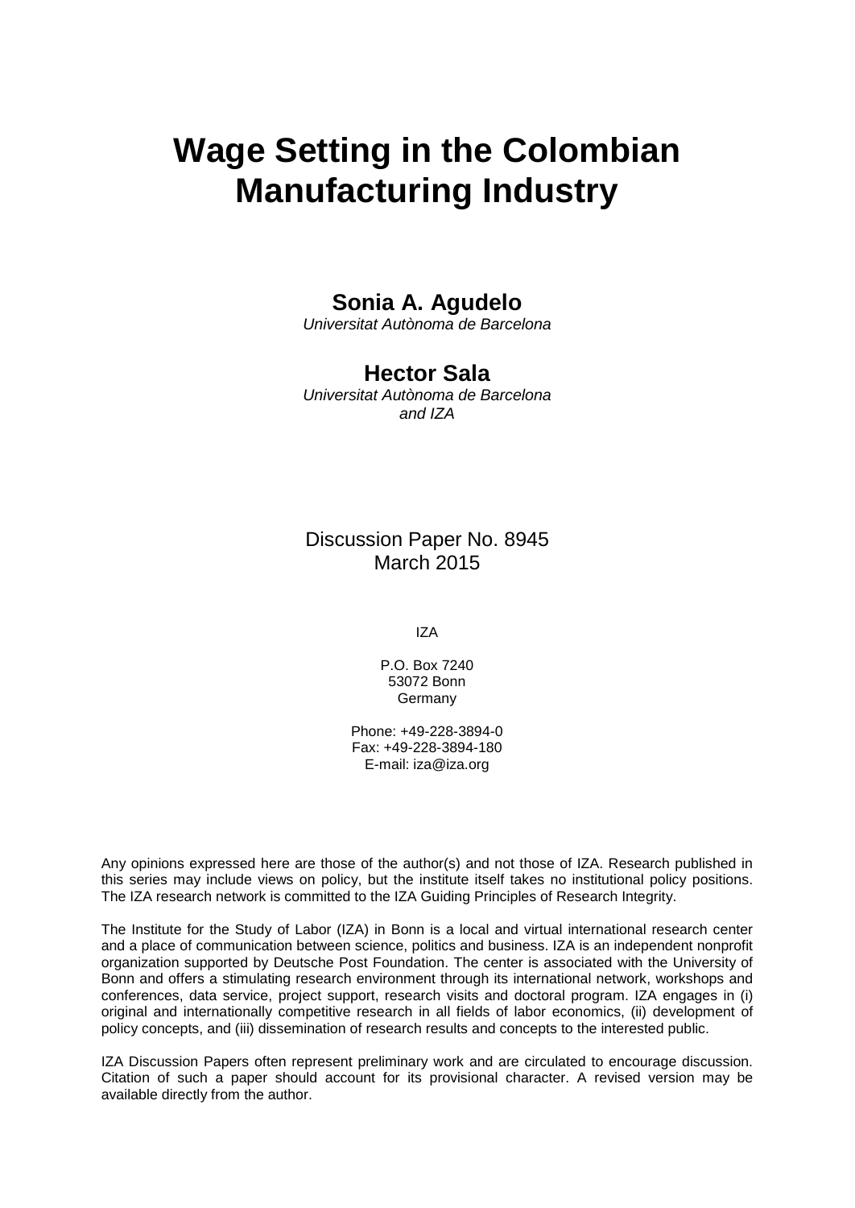# Wage Setting in the Colombian Manufacturing Industry

**Sonia A. Agudelo**
*Universitat Autònoma de Barcelona*

**Hector Sala**
*Universitat Autònoma de Barcelona and IZA*

Discussion Paper No. 8945
March 2015

IZA

P.O. Box 7240
53072 Bonn
Germany

Phone: +49-228-3894-0
Fax: +49-228-3894-180
E-mail: iza@iza.org

Any opinions expressed here are those of the author(s) and not those of IZA. Research published in this series may include views on policy, but the institute itself takes no institutional policy positions. The IZA research network is committed to the IZA Guiding Principles of Research Integrity.

The Institute for the Study of Labor (IZA) in Bonn is a local and virtual international research center and a place of communication between science, politics and business. IZA is an independent nonprofit organization supported by Deutsche Post Foundation. The center is associated with the University of Bonn and offers a stimulating research environment through its international network, workshops and conferences, data service, project support, research visits and doctoral program. IZA engages in (i) original and internationally competitive research in all fields of labor economics, (ii) development of policy concepts, and (iii) dissemination of research results and concepts to the interested public.

IZA Discussion Papers often represent preliminary work and are circulated to encourage discussion. Citation of such a paper should account for its provisional character. A revised version may be available directly from the author.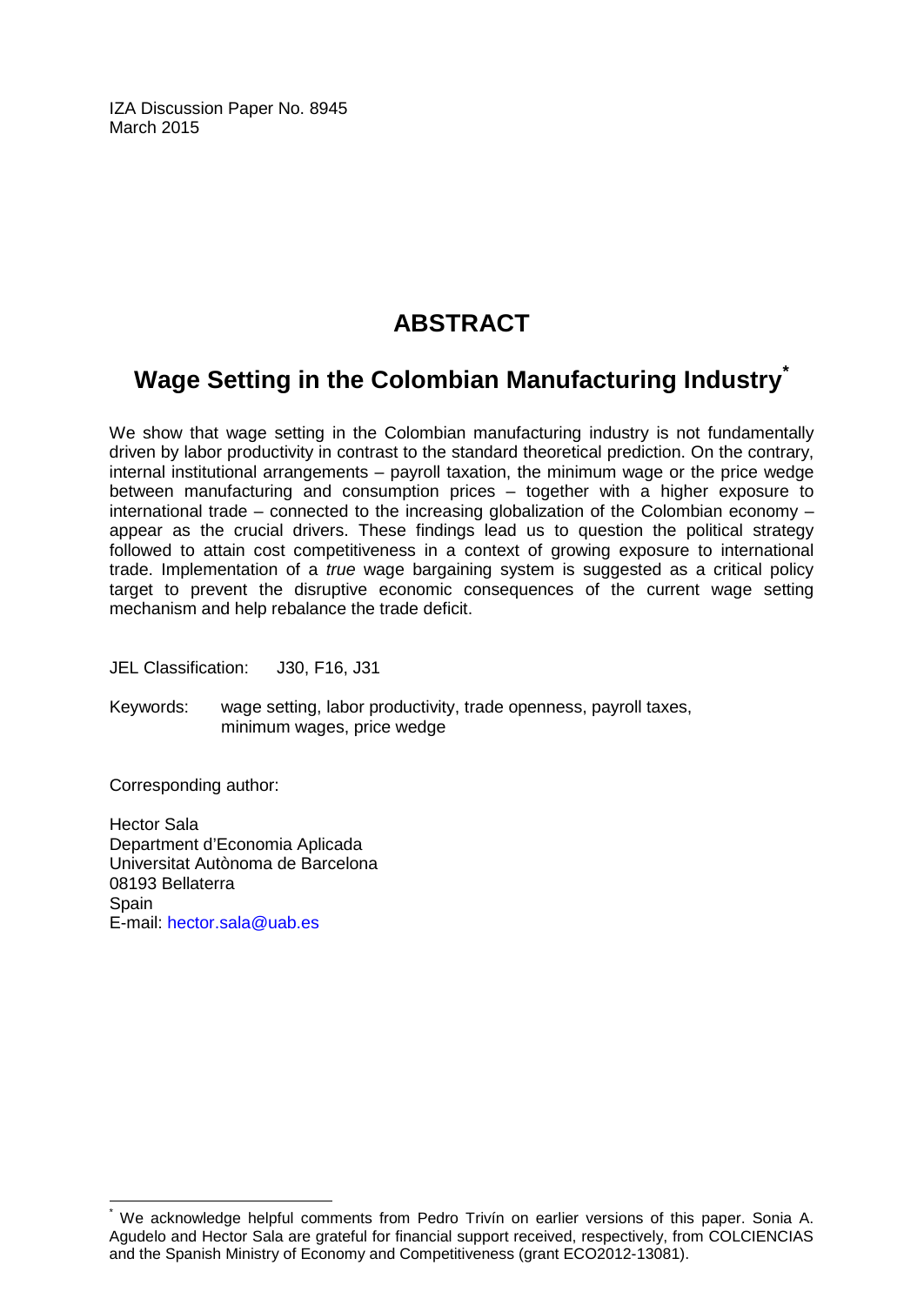IZA Discussion Paper No. 8945
March 2015

# ABSTRACT

## Wage Setting in the Colombian Manufacturing Industry[*]

We show that wage setting in the Colombian manufacturing industry is not fundamentally driven by labor productivity in contrast to the standard theoretical prediction. On the contrary, internal institutional arrangements – payroll taxation, the minimum wage or the price wedge between manufacturing and consumption prices – together with a higher exposure to international trade – connected to the increasing globalization of the Colombian economy – appear as the crucial drivers. These findings lead us to question the political strategy followed to attain cost competitiveness in a context of growing exposure to international trade. Implementation of a *true* wage bargaining system is suggested as a critical policy target to prevent the disruptive economic consequences of the current wage setting mechanism and help rebalance the trade deficit.

JEL Classification: J30, F16, J31

Keywords: wage setting, labor productivity, trade openness, payroll taxes, minimum wages, price wedge

Corresponding author:

Hector Sala
Department d'Economia Aplicada
Universitat Autònoma de Barcelona
08193 Bellaterra
Spain
E-mail: hector.sala@uab.es

[*] We acknowledge helpful comments from Pedro Trivín on earlier versions of this paper. Sonia A. Agudelo and Hector Sala are grateful for financial support received, respectively, from COLCIENCIAS and the Spanish Ministry of Economy and Competitiveness (grant ECO2012-13081).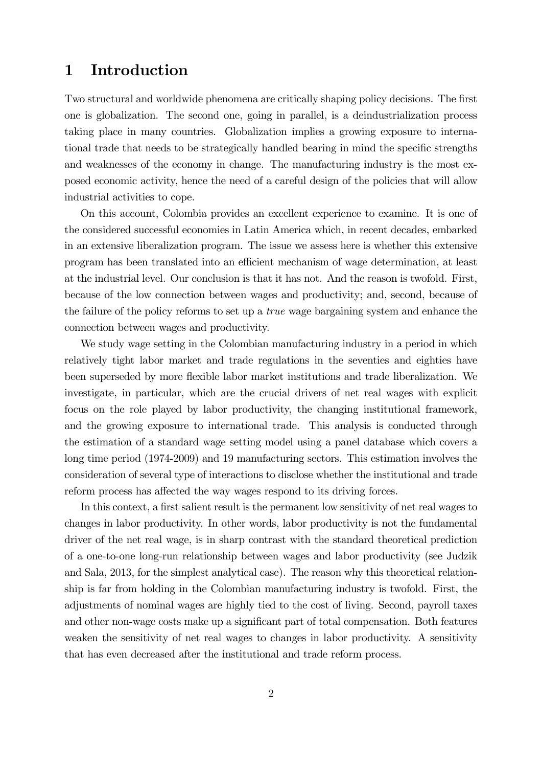# 1 Introduction

Two structural and worldwide phenomena are critically shaping policy decisions. The first one is globalization. The second one, going in parallel, is a deindustrialization process taking place in many countries. Globalization implies a growing exposure to international trade that needs to be strategically handled bearing in mind the specific strengths and weaknesses of the economy in change. The manufacturing industry is the most exposed economic activity, hence the need of a careful design of the policies that will allow industrial activities to cope.

On this account, Colombia provides an excellent experience to examine. It is one of the considered successful economies in Latin America which, in recent decades, embarked in an extensive liberalization program. The issue we assess here is whether this extensive program has been translated into an efficient mechanism of wage determination, at least at the industrial level. Our conclusion is that it has not. And the reason is twofold. First, because of the low connection between wages and productivity; and, second, because of the failure of the policy reforms to set up a *true* wage bargaining system and enhance the connection between wages and productivity.

We study wage setting in the Colombian manufacturing industry in a period in which relatively tight labor market and trade regulations in the seventies and eighties have been superseded by more flexible labor market institutions and trade liberalization. We investigate, in particular, which are the crucial drivers of net real wages with explicit focus on the role played by labor productivity, the changing institutional framework, and the growing exposure to international trade. This analysis is conducted through the estimation of a standard wage setting model using a panel database which covers a long time period (1974-2009) and 19 manufacturing sectors. This estimation involves the consideration of several type of interactions to disclose whether the institutional and trade reform process has affected the way wages respond to its driving forces.

In this context, a first salient result is the permanent low sensitivity of net real wages to changes in labor productivity. In other words, labor productivity is not the fundamental driver of the net real wage, is in sharp contrast with the standard theoretical prediction of a one-to-one long-run relationship between wages and labor productivity (see Judzik and Sala, 2013, for the simplest analytical case). The reason why this theoretical relationship is far from holding in the Colombian manufacturing industry is twofold. First, the adjustments of nominal wages are highly tied to the cost of living. Second, payroll taxes and other non-wage costs make up a significant part of total compensation. Both features weaken the sensitivity of net real wages to changes in labor productivity. A sensitivity that has even decreased after the institutional and trade reform process.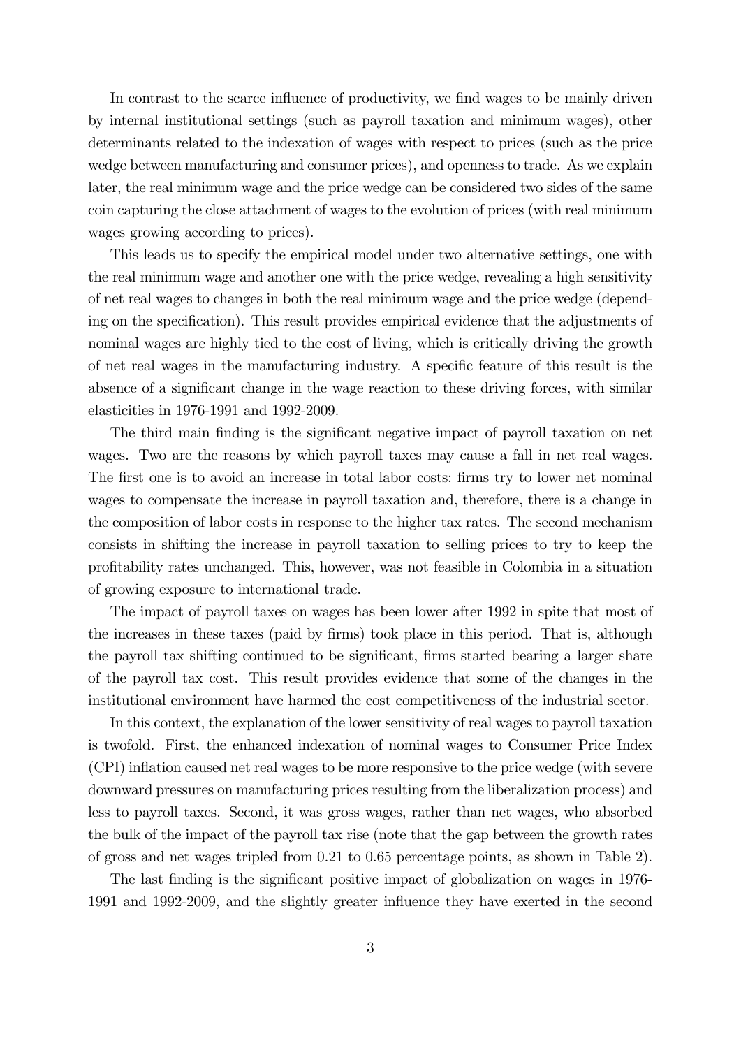In contrast to the scarce influence of productivity, we find wages to be mainly driven by internal institutional settings (such as payroll taxation and minimum wages), other determinants related to the indexation of wages with respect to prices (such as the price wedge between manufacturing and consumer prices), and openness to trade. As we explain later, the real minimum wage and the price wedge can be considered two sides of the same coin capturing the close attachment of wages to the evolution of prices (with real minimum wages growing according to prices).

This leads us to specify the empirical model under two alternative settings, one with the real minimum wage and another one with the price wedge, revealing a high sensitivity of net real wages to changes in both the real minimum wage and the price wedge (depending on the specification). This result provides empirical evidence that the adjustments of nominal wages are highly tied to the cost of living, which is critically driving the growth of net real wages in the manufacturing industry. A specific feature of this result is the absence of a significant change in the wage reaction to these driving forces, with similar elasticities in 1976-1991 and 1992-2009.

The third main finding is the significant negative impact of payroll taxation on net wages. Two are the reasons by which payroll taxes may cause a fall in net real wages. The first one is to avoid an increase in total labor costs: firms try to lower net nominal wages to compensate the increase in payroll taxation and, therefore, there is a change in the composition of labor costs in response to the higher tax rates. The second mechanism consists in shifting the increase in payroll taxation to selling prices to try to keep the profitability rates unchanged. This, however, was not feasible in Colombia in a situation of growing exposure to international trade.

The impact of payroll taxes on wages has been lower after 1992 in spite that most of the increases in these taxes (paid by firms) took place in this period. That is, although the payroll tax shifting continued to be significant, firms started bearing a larger share of the payroll tax cost. This result provides evidence that some of the changes in the institutional environment have harmed the cost competitiveness of the industrial sector.

In this context, the explanation of the lower sensitivity of real wages to payroll taxation is twofold. First, the enhanced indexation of nominal wages to Consumer Price Index (CPI) inflation caused net real wages to be more responsive to the price wedge (with severe downward pressures on manufacturing prices resulting from the liberalization process) and less to payroll taxes. Second, it was gross wages, rather than net wages, who absorbed the bulk of the impact of the payroll tax rise (note that the gap between the growth rates of gross and net wages tripled from 0.21 to 0.65 percentage points, as shown in Table 2).

The last finding is the significant positive impact of globalization on wages in 1976-1991 and 1992-2009, and the slightly greater influence they have exerted in the second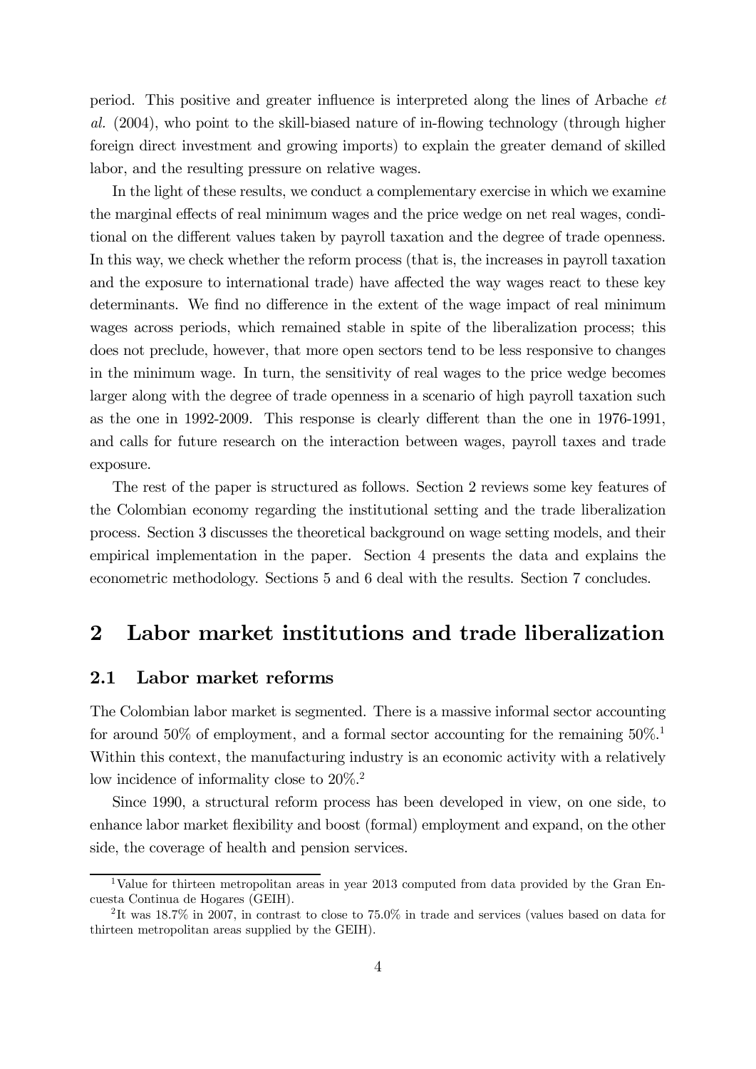period. This positive and greater influence is interpreted along the lines of Arbache *et al.* (2004), who point to the skill-biased nature of in-flowing technology (through higher foreign direct investment and growing imports) to explain the greater demand of skilled labor, and the resulting pressure on relative wages.

In the light of these results, we conduct a complementary exercise in which we examine the marginal effects of real minimum wages and the price wedge on net real wages, conditional on the different values taken by payroll taxation and the degree of trade openness. In this way, we check whether the reform process (that is, the increases in payroll taxation and the exposure to international trade) have affected the way wages react to these key determinants. We find no difference in the extent of the wage impact of real minimum wages across periods, which remained stable in spite of the liberalization process; this does not preclude, however, that more open sectors tend to be less responsive to changes in the minimum wage. In turn, the sensitivity of real wages to the price wedge becomes larger along with the degree of trade openness in a scenario of high payroll taxation such as the one in 1992-2009. This response is clearly different than the one in 1976-1991, and calls for future research on the interaction between wages, payroll taxes and trade exposure.

The rest of the paper is structured as follows. Section 2 reviews some key features of the Colombian economy regarding the institutional setting and the trade liberalization process. Section 3 discusses the theoretical background on wage setting models, and their empirical implementation in the paper. Section 4 presents the data and explains the econometric methodology. Sections 5 and 6 deal with the results. Section 7 concludes.

## 2 Labor market institutions and trade liberalization

### 2.1 Labor market reforms

The Colombian labor market is segmented. There is a massive informal sector accounting for around 50% of employment, and a formal sector accounting for the remaining 50%.[1] Within this context, the manufacturing industry is an economic activity with a relatively low incidence of informality close to 20%.[2]

Since 1990, a structural reform process has been developed in view, on one side, to enhance labor market flexibility and boost (formal) employment and expand, on the other side, the coverage of health and pension services.

[1] Value for thirteen metropolitan areas in year 2013 computed from data provided by the Gran Encuesta Continua de Hogares (GEIH).

[2] It was 18.7% in 2007, in contrast to close to 75.0% in trade and services (values based on data for thirteen metropolitan areas supplied by the GEIH).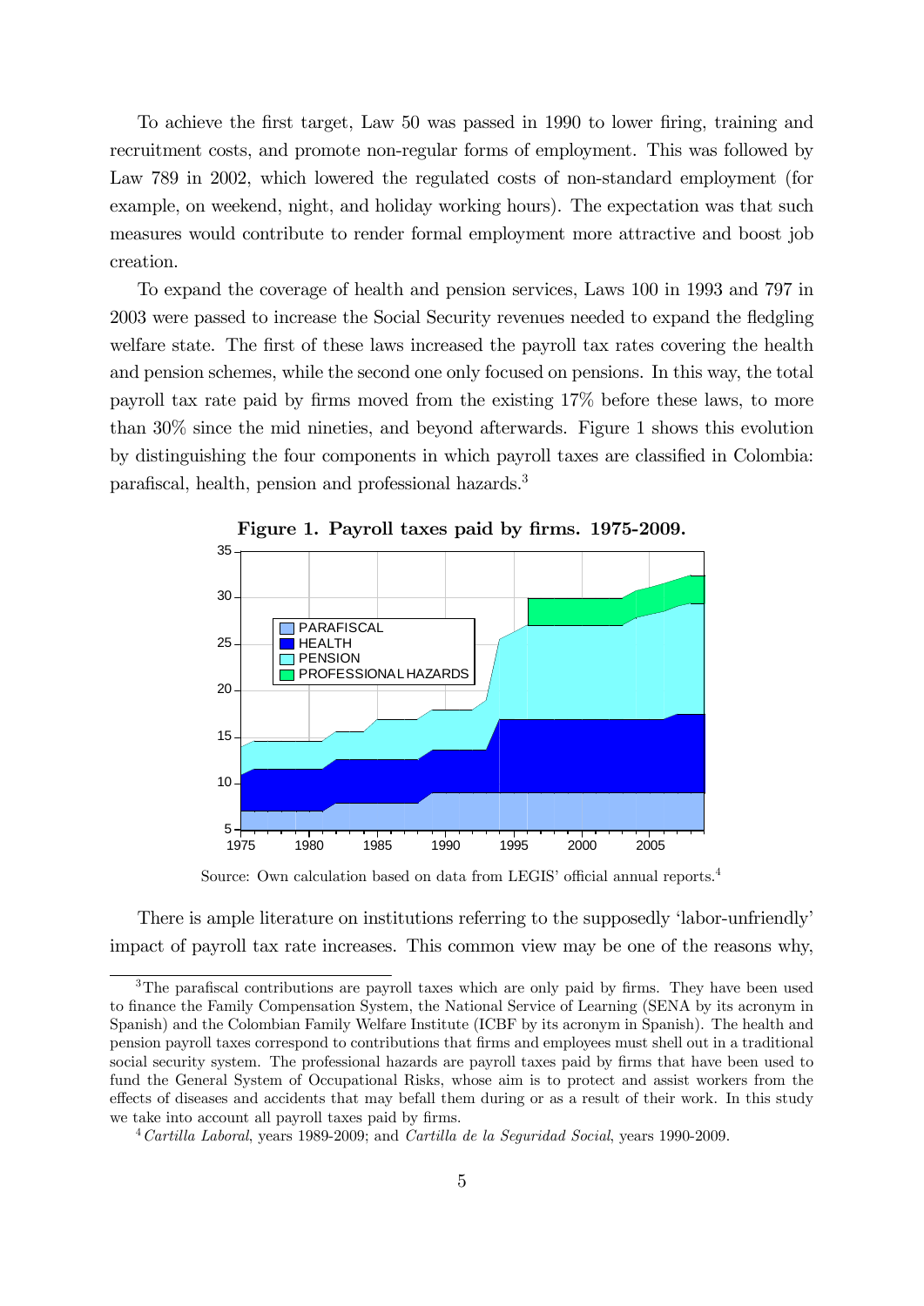To achieve the first target, Law 50 was passed in 1990 to lower firing, training and recruitment costs, and promote non-regular forms of employment. This was followed by Law 789 in 2002, which lowered the regulated costs of non-standard employment (for example, on weekend, night, and holiday working hours). The expectation was that such measures would contribute to render formal employment more attractive and boost job creation.

To expand the coverage of health and pension services, Laws 100 in 1993 and 797 in 2003 were passed to increase the Social Security revenues needed to expand the fledgling welfare state. The first of these laws increased the payroll tax rates covering the health and pension schemes, while the second one only focused on pensions. In this way, the total payroll tax rate paid by firms moved from the existing 17% before these laws, to more than 30% since the mid nineties, and beyond afterwards. Figure 1 shows this evolution by distinguishing the four components in which payroll taxes are classified in Colombia: parafiscal, health, pension and professional hazards.[3]

**Figure 1. Payroll taxes paid by firms. 1975-2009.**

Source: Own calculation based on data from LEGIS' official annual reports.[4]

There is ample literature on institutions referring to the supposedly 'labor-unfriendly' impact of payroll tax rate increases. This common view may be one of the reasons why,

---

[3] The parafiscal contributions are payroll taxes which are only paid by firms. They have been used to finance the Family Compensation System, the National Service of Learning (SENA by its acronym in Spanish) and the Colombian Family Welfare Institute (ICBF by its acronym in Spanish). The health and pension payroll taxes correspond to contributions that firms and employees must shell out in a traditional social security system. The professional hazards are payroll taxes paid by firms that have been used to fund the General System of Occupational Risks, whose aim is to protect and assist workers from the effects of diseases and accidents that may befall them during or as a result of their work. In this study we take into account all payroll taxes paid by firms.

[4] *Cartilla Laboral*, years 1989-2009; and *Cartilla de la Seguridad Social*, years 1990-2009.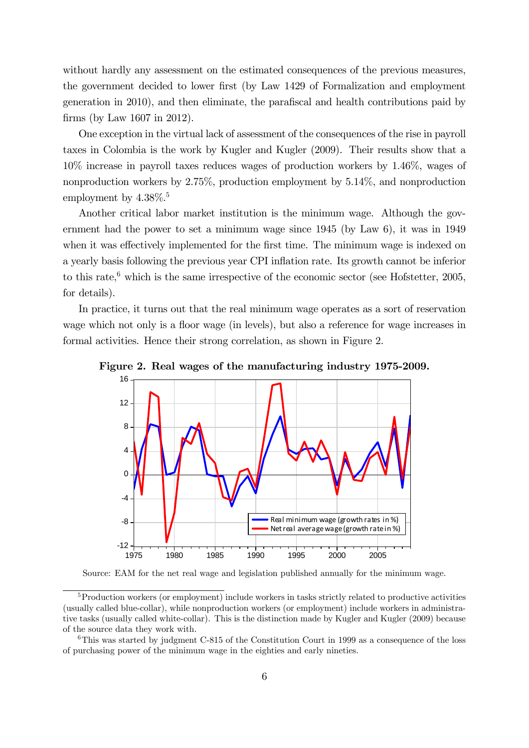without hardly any assessment on the estimated consequences of the previous measures, the government decided to lower first (by Law 1429 of Formalization and employment generation in 2010), and then eliminate, the parafiscal and health contributions paid by firms (by Law 1607 in 2012).

One exception in the virtual lack of assessment of the consequences of the rise in payroll taxes in Colombia is the work by Kugler and Kugler (2009). Their results show that a 10% increase in payroll taxes reduces wages of production workers by 1.46%, wages of nonproduction workers by 2.75%, production employment by 5.14%, and nonproduction employment by 4.38%.[5]

Another critical labor market institution is the minimum wage. Although the government had the power to set a minimum wage since 1945 (by Law 6), it was in 1949 when it was effectively implemented for the first time. The minimum wage is indexed on a yearly basis following the previous year CPI inflation rate. Its growth cannot be inferior to this rate,[6] which is the same irrespective of the economic sector (see Hofstetter, 2005, for details).

In practice, it turns out that the real minimum wage operates as a sort of reservation wage which not only is a floor wage (in levels), but also a reference for wage increases in formal activities. Hence their strong correlation, as shown in Figure 2.

**Figure 2. Real wages of the manufacturing industry 1975-2009.**

Source: EAM for the net real wage and legislation published annually for the minimum wage.

---

[5] Production workers (or employment) include workers in tasks strictly related to productive activities (usually called blue-collar), while nonproduction workers (or employment) include workers in administrative tasks (usually called white-collar). This is the distinction made by Kugler and Kugler (2009) because of the source data they work with.

[6] This was started by judgment C-815 of the Constitution Court in 1999 as a consequence of the loss of purchasing power of the minimum wage in the eighties and early nineties.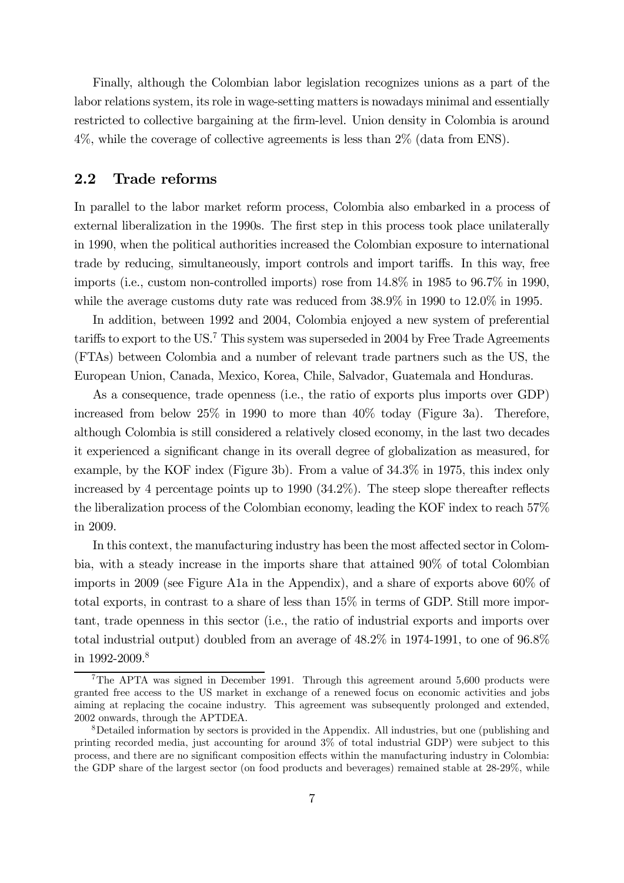Finally, although the Colombian labor legislation recognizes unions as a part of the labor relations system, its role in wage-setting matters is nowadays minimal and essentially restricted to collective bargaining at the firm-level. Union density in Colombia is around 4%, while the coverage of collective agreements is less than 2% (data from ENS).

## 2.2 Trade reforms

In parallel to the labor market reform process, Colombia also embarked in a process of external liberalization in the 1990s. The first step in this process took place unilaterally in 1990, when the political authorities increased the Colombian exposure to international trade by reducing, simultaneously, import controls and import tariffs. In this way, free imports (i.e., custom non-controlled imports) rose from 14.8% in 1985 to 96.7% in 1990, while the average customs duty rate was reduced from 38.9% in 1990 to 12.0% in 1995.

In addition, between 1992 and 2004, Colombia enjoyed a new system of preferential tariffs to export to the US.[7] This system was superseded in 2004 by Free Trade Agreements (FTAs) between Colombia and a number of relevant trade partners such as the US, the European Union, Canada, Mexico, Korea, Chile, Salvador, Guatemala and Honduras.

As a consequence, trade openness (i.e., the ratio of exports plus imports over GDP) increased from below 25% in 1990 to more than 40% today (Figure 3a). Therefore, although Colombia is still considered a relatively closed economy, in the last two decades it experienced a significant change in its overall degree of globalization as measured, for example, by the KOF index (Figure 3b). From a value of 34.3% in 1975, this index only increased by 4 percentage points up to 1990 (34.2%). The steep slope thereafter reflects the liberalization process of the Colombian economy, leading the KOF index to reach 57% in 2009.

In this context, the manufacturing industry has been the most affected sector in Colombia, with a steady increase in the imports share that attained 90% of total Colombian imports in 2009 (see Figure A1a in the Appendix), and a share of exports above 60% of total exports, in contrast to a share of less than 15% in terms of GDP. Still more important, trade openness in this sector (i.e., the ratio of industrial exports and imports over total industrial output) doubled from an average of 48.2% in 1974-1991, to one of 96.8% in 1992-2009.[8]

[7] The APTA was signed in December 1991. Through this agreement around 5,600 products were granted free access to the US market in exchange of a renewed focus on economic activities and jobs aiming at replacing the cocaine industry. This agreement was subsequently prolonged and extended, 2002 onwards, through the APTDEA.

[8] Detailed information by sectors is provided in the Appendix. All industries, but one (publishing and printing recorded media, just accounting for around 3% of total industrial GDP) were subject to this process, and there are no significant composition effects within the manufacturing industry in Colombia: the GDP share of the largest sector (on food products and beverages) remained stable at 28-29%, while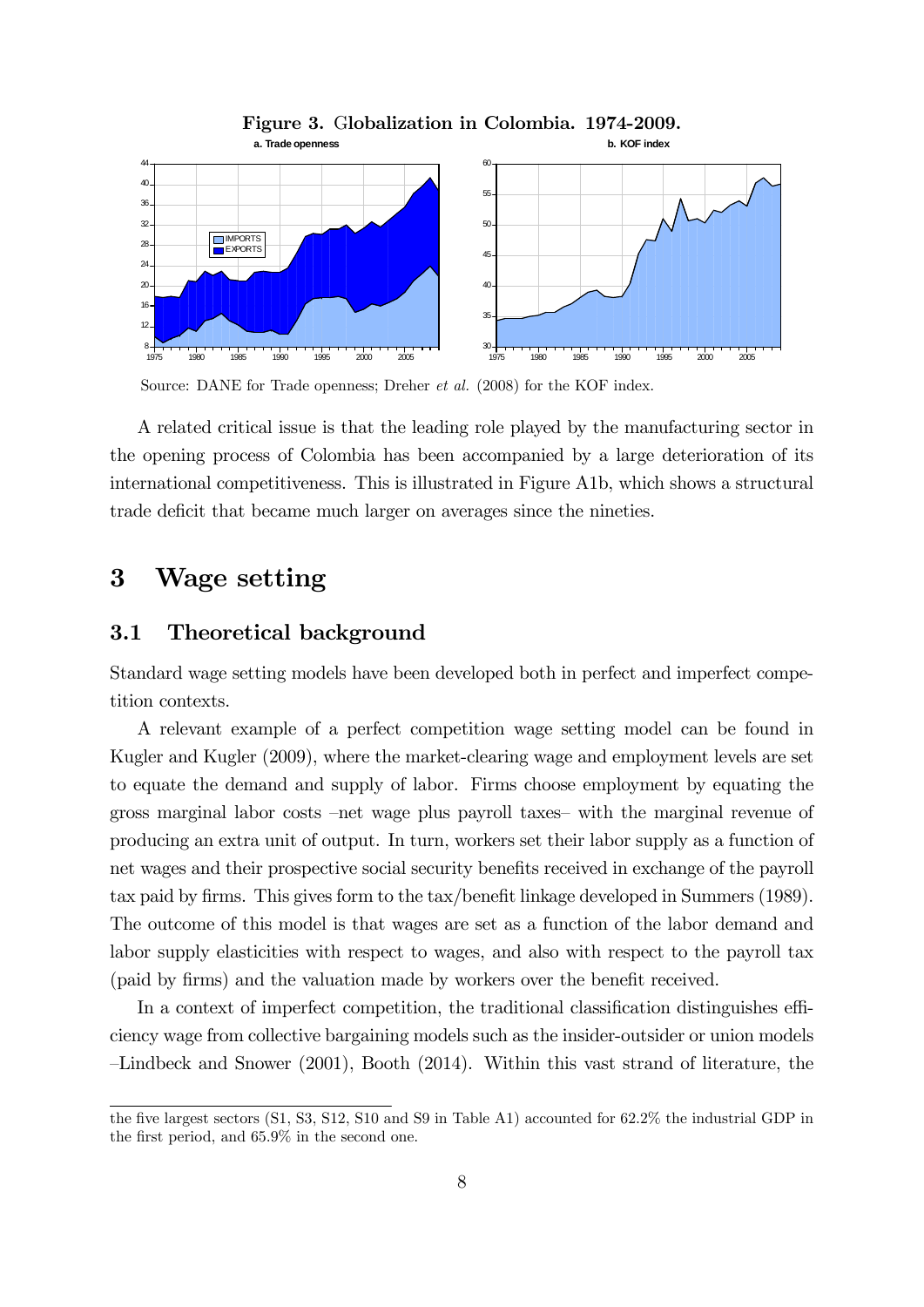**Figure 3.** Globalization in Colombia. 1974-2009.

Source: DANE for Trade openness; Dreher *et al.* (2008) for the KOF index.

A related critical issue is that the leading role played by the manufacturing sector in the opening process of Colombia has been accompanied by a large deterioration of its international competitiveness. This is illustrated in Figure A1b, which shows a structural trade deficit that became much larger on averages since the nineties.

# 3 Wage setting

## 3.1 Theoretical background

Standard wage setting models have been developed both in perfect and imperfect competition contexts.

A relevant example of a perfect competition wage setting model can be found in Kugler and Kugler (2009), where the market-clearing wage and employment levels are set to equate the demand and supply of labor. Firms choose employment by equating the gross marginal labor costs –net wage plus payroll taxes– with the marginal revenue of producing an extra unit of output. In turn, workers set their labor supply as a function of net wages and their prospective social security benefits received in exchange of the payroll tax paid by firms. This gives form to the tax/benefit linkage developed in Summers (1989). The outcome of this model is that wages are set as a function of the labor demand and labor supply elasticities with respect to wages, and also with respect to the payroll tax (paid by firms) and the valuation made by workers over the benefit received.

In a context of imperfect competition, the traditional classification distinguishes efficiency wage from collective bargaining models such as the insider-outsider or union models –Lindbeck and Snower (2001), Booth (2014). Within this vast strand of literature, the

the five largest sectors (S1, S3, S12, S10 and S9 in Table A1) accounted for 62.2% the industrial GDP in the first period, and 65.9% in the second one.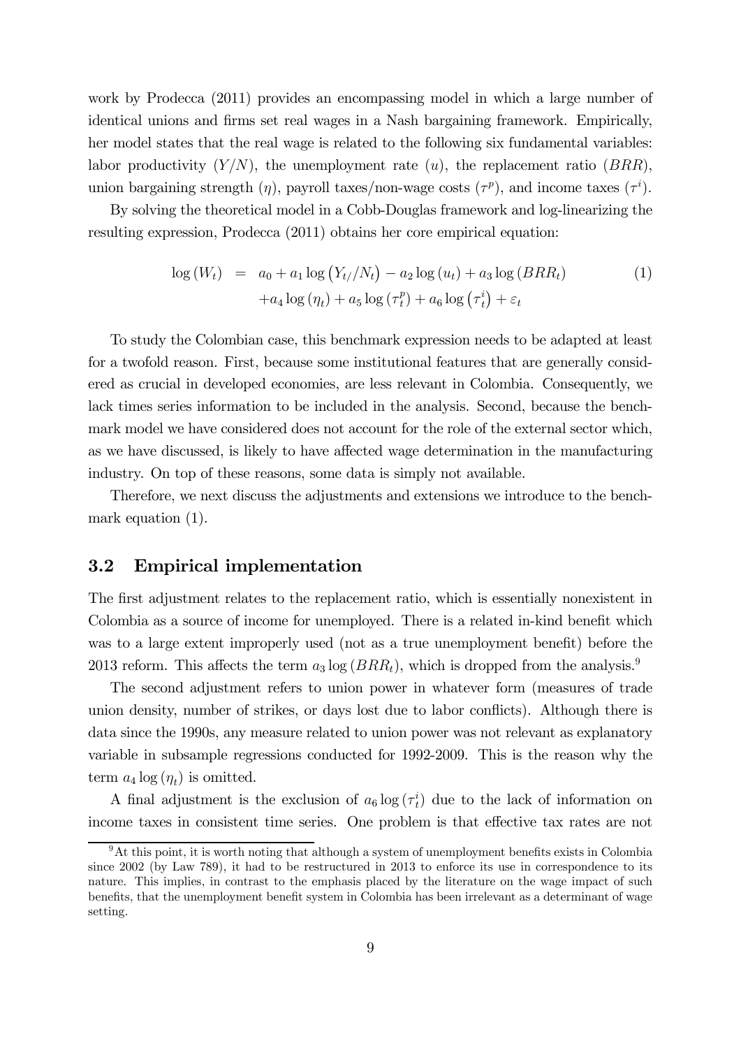work by Prodecca (2011) provides an encompassing model in which a large number of identical unions and firms set real wages in a Nash bargaining framework. Empirically, her model states that the real wage is related to the following six fundamental variables: labor productivity ($Y/N$), the unemployment rate ($u$), the replacement ratio ($BRR$), union bargaining strength ($\eta$), payroll taxes/non-wage costs ($\tau^p$), and income taxes ($\tau^i$).

By solving the theoretical model in a Cobb-Douglas framework and log-linearizing the resulting expression, Prodecca (2011) obtains her core empirical equation:

$$
\begin{aligned}
\log\left(W_t\right) &= a_0 + a_1 \log\left(Y_{t/}/N_t\right) - a_2 \log\left(u_t\right) + a_3 \log\left(BRR_t\right) \\
&\quad + a_4 \log\left(\eta_t\right) + a_5 \log\left(\tau_t^p\right) + a_6 \log\left(\tau_t^i\right) + \varepsilon_t
\end{aligned}
\tag{1}
$$

To study the Colombian case, this benchmark expression needs to be adapted at least for a twofold reason. First, because some institutional features that are generally considered as crucial in developed economies, are less relevant in Colombia. Consequently, we lack times series information to be included in the analysis. Second, because the benchmark model we have considered does not account for the role of the external sector which, as we have discussed, is likely to have affected wage determination in the manufacturing industry. On top of these reasons, some data is simply not available.

Therefore, we next discuss the adjustments and extensions we introduce to the benchmark equation (1).

## 3.2 Empirical implementation

The first adjustment relates to the replacement ratio, which is essentially nonexistent in Colombia as a source of income for unemployed. There is a related in-kind benefit which was to a large extent improperly used (not as a true unemployment benefit) before the 2013 reform. This affects the term $a_3 \log\left(BRR_t\right)$, which is dropped from the analysis.[9]

The second adjustment refers to union power in whatever form (measures of trade union density, number of strikes, or days lost due to labor conflicts). Although there is data since the 1990s, any measure related to union power was not relevant as explanatory variable in subsample regressions conducted for 1992-2009. This is the reason why the term $a_4 \log\left(\eta_t\right)$ is omitted.

A final adjustment is the exclusion of $a_6 \log\left(\tau_t^i\right)$ due to the lack of information on income taxes in consistent time series. One problem is that effective tax rates are not

[9] At this point, it is worth noting that although a system of unemployment benefits exists in Colombia since 2002 (by Law 789), it had to be restructured in 2013 to enforce its use in correspondence to its nature. This implies, in contrast to the emphasis placed by the literature on the wage impact of such benefits, that the unemployment benefit system in Colombia has been irrelevant as a determinant of wage setting.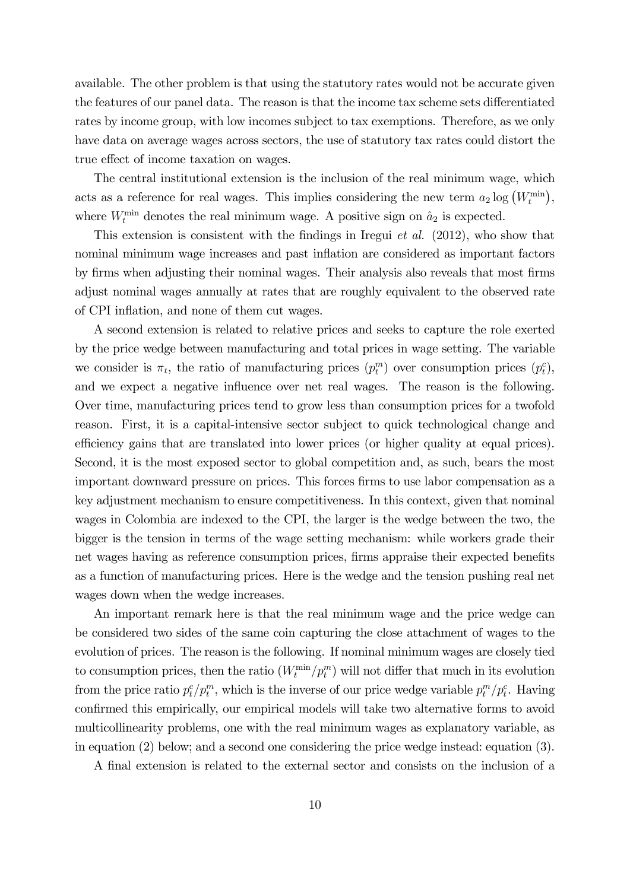available. The other problem is that using the statutory rates would not be accurate given the features of our panel data. The reason is that the income tax scheme sets differentiated rates by income group, with low incomes subject to tax exemptions. Therefore, as we only have data on average wages across sectors, the use of statutory tax rates could distort the true effect of income taxation on wages.

The central institutional extension is the inclusion of the real minimum wage, which acts as a reference for real wages. This implies considering the new term $a_2 \log\left(W_t^{\min}\right)$, where $W_t^{\min}$ denotes the real minimum wage. A positive sign on $\hat{a}_2$ is expected.

This extension is consistent with the findings in Iregui *et al.* (2012), who show that nominal minimum wage increases and past inflation are considered as important factors by firms when adjusting their nominal wages. Their analysis also reveals that most firms adjust nominal wages annually at rates that are roughly equivalent to the observed rate of CPI inflation, and none of them cut wages.

A second extension is related to relative prices and seeks to capture the role exerted by the price wedge between manufacturing and total prices in wage setting. The variable we consider is $\pi_t$, the ratio of manufacturing prices ($p_t^m$) over consumption prices ($p_t^c$), and we expect a negative influence over net real wages. The reason is the following. Over time, manufacturing prices tend to grow less than consumption prices for a twofold reason. First, it is a capital-intensive sector subject to quick technological change and efficiency gains that are translated into lower prices (or higher quality at equal prices). Second, it is the most exposed sector to global competition and, as such, bears the most important downward pressure on prices. This forces firms to use labor compensation as a key adjustment mechanism to ensure competitiveness. In this context, given that nominal wages in Colombia are indexed to the CPI, the larger is the wedge between the two, the bigger is the tension in terms of the wage setting mechanism: while workers grade their net wages having as reference consumption prices, firms appraise their expected benefits as a function of manufacturing prices. Here is the wedge and the tension pushing real net wages down when the wedge increases.

An important remark here is that the real minimum wage and the price wedge can be considered two sides of the same coin capturing the close attachment of wages to the evolution of prices. The reason is the following. If nominal minimum wages are closely tied to consumption prices, then the ratio ($W_t^{\min}/p_t^m$) will not differ that much in its evolution from the price ratio $p_t^c/p_t^m$, which is the inverse of our price wedge variable $p_t^m/p_t^c$. Having confirmed this empirically, our empirical models will take two alternative forms to avoid multicollinearity problems, one with the real minimum wages as explanatory variable, as in equation (2) below; and a second one considering the price wedge instead: equation (3).

A final extension is related to the external sector and consists on the inclusion of a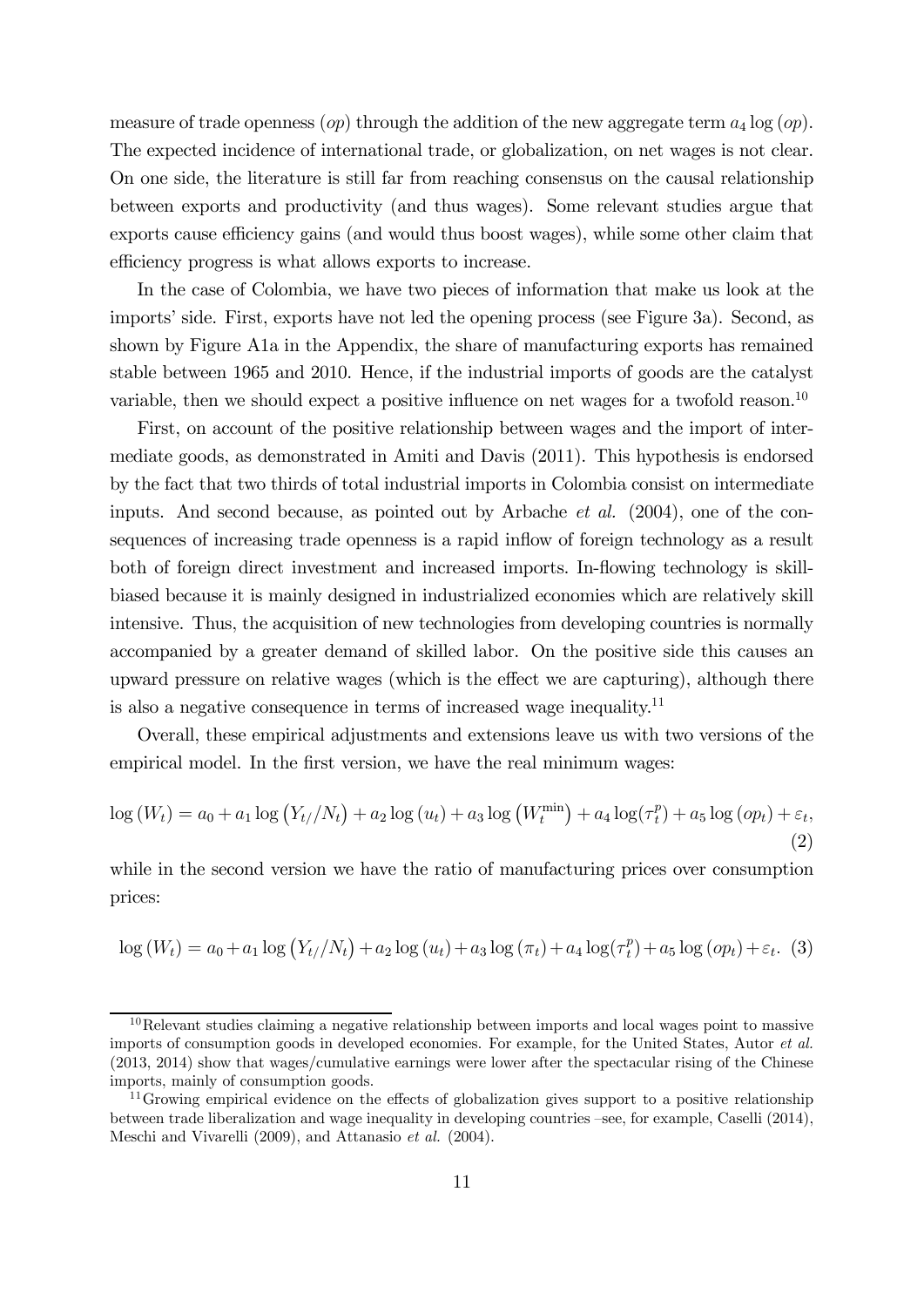measure of trade openness ($op$) through the addition of the new aggregate term $a_4 \log(op)$. The expected incidence of international trade, or globalization, on net wages is not clear. On one side, the literature is still far from reaching consensus on the causal relationship between exports and productivity (and thus wages). Some relevant studies argue that exports cause efficiency gains (and would thus boost wages), while some other claim that efficiency progress is what allows exports to increase.

In the case of Colombia, we have two pieces of information that make us look at the imports' side. First, exports have not led the opening process (see Figure 3a). Second, as shown by Figure A1a in the Appendix, the share of manufacturing exports has remained stable between 1965 and 2010. Hence, if the industrial imports of goods are the catalyst variable, then we should expect a positive influence on net wages for a twofold reason.[10]

First, on account of the positive relationship between wages and the import of intermediate goods, as demonstrated in Amiti and Davis (2011). This hypothesis is endorsed by the fact that two thirds of total industrial imports in Colombia consist on intermediate inputs. And second because, as pointed out by Arbache *et al.* (2004), one of the consequences of increasing trade openness is a rapid inflow of foreign technology as a result both of foreign direct investment and increased imports. In-flowing technology is skill-biased because it is mainly designed in industrialized economies which are relatively skill intensive. Thus, the acquisition of new technologies from developing countries is normally accompanied by a greater demand of skilled labor. On the positive side this causes an upward pressure on relative wages (which is the effect we are capturing), although there is also a negative consequence in terms of increased wage inequality.[11]

Overall, these empirical adjustments and extensions leave us with two versions of the empirical model. In the first version, we have the real minimum wages:

$$\log(W_t) = a_0 + a_1 \log\left(Y_{t/}/N_t\right) + a_2 \log(u_t) + a_3 \log\left(W_t^{\min}\right) + a_4 \log(\tau_t^p) + a_5 \log(op_t) + \varepsilon_t, \tag{2}$$

while in the second version we have the ratio of manufacturing prices over consumption prices:

$$\log(W_t) = a_0 + a_1 \log\left(Y_{t/}/N_t\right) + a_2 \log(u_t) + a_3 \log(\pi_t) + a_4 \log(\tau_t^p) + a_5 \log(op_t) + \varepsilon_t. \tag{3}$$

[10] Relevant studies claiming a negative relationship between imports and local wages point to massive imports of consumption goods in developed economies. For example, for the United States, Autor *et al.* (2013, 2014) show that wages/cumulative earnings were lower after the spectacular rising of the Chinese imports, mainly of consumption goods.

[11] Growing empirical evidence on the effects of globalization gives support to a positive relationship between trade liberalization and wage inequality in developing countries –see, for example, Caselli (2014), Meschi and Vivarelli (2009), and Attanasio *et al.* (2004).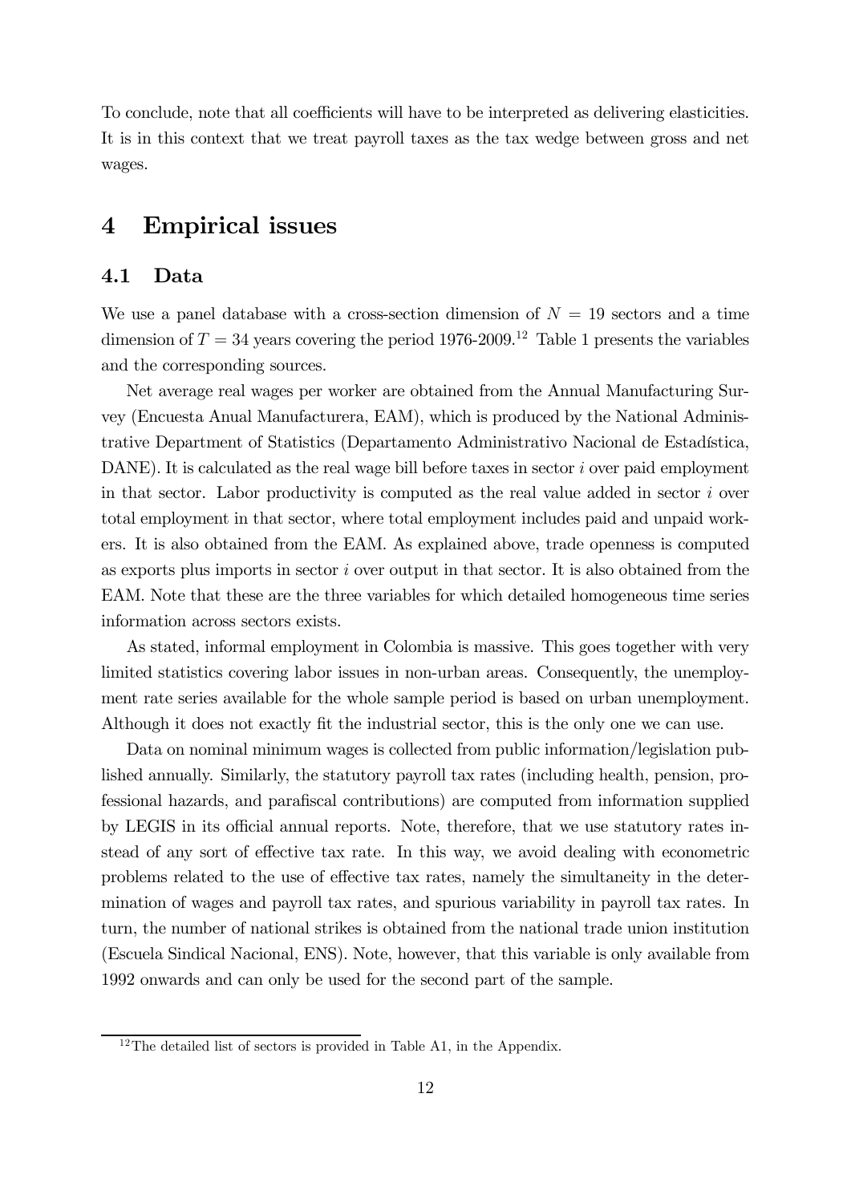To conclude, note that all coefficients will have to be interpreted as delivering elasticities. It is in this context that we treat payroll taxes as the tax wedge between gross and net wages.

# 4 Empirical issues

## 4.1 Data

We use a panel database with a cross-section dimension of $N = 19$ sectors and a time dimension of $T = 34$ years covering the period 1976-2009.[12] Table 1 presents the variables and the corresponding sources.

Net average real wages per worker are obtained from the Annual Manufacturing Survey (Encuesta Anual Manufacturera, EAM), which is produced by the National Administrative Department of Statistics (Departamento Administrativo Nacional de Estadística, DANE). It is calculated as the real wage bill before taxes in sector $i$ over paid employment in that sector. Labor productivity is computed as the real value added in sector $i$ over total employment in that sector, where total employment includes paid and unpaid workers. It is also obtained from the EAM. As explained above, trade openness is computed as exports plus imports in sector $i$ over output in that sector. It is also obtained from the EAM. Note that these are the three variables for which detailed homogeneous time series information across sectors exists.

As stated, informal employment in Colombia is massive. This goes together with very limited statistics covering labor issues in non-urban areas. Consequently, the unemployment rate series available for the whole sample period is based on urban unemployment. Although it does not exactly fit the industrial sector, this is the only one we can use.

Data on nominal minimum wages is collected from public information/legislation published annually. Similarly, the statutory payroll tax rates (including health, pension, professional hazards, and parafiscal contributions) are computed from information supplied by LEGIS in its official annual reports. Note, therefore, that we use statutory rates instead of any sort of effective tax rate. In this way, we avoid dealing with econometric problems related to the use of effective tax rates, namely the simultaneity in the determination of wages and payroll tax rates, and spurious variability in payroll tax rates. In turn, the number of national strikes is obtained from the national trade union institution (Escuela Sindical Nacional, ENS). Note, however, that this variable is only available from 1992 onwards and can only be used for the second part of the sample.

[12] The detailed list of sectors is provided in Table A1, in the Appendix.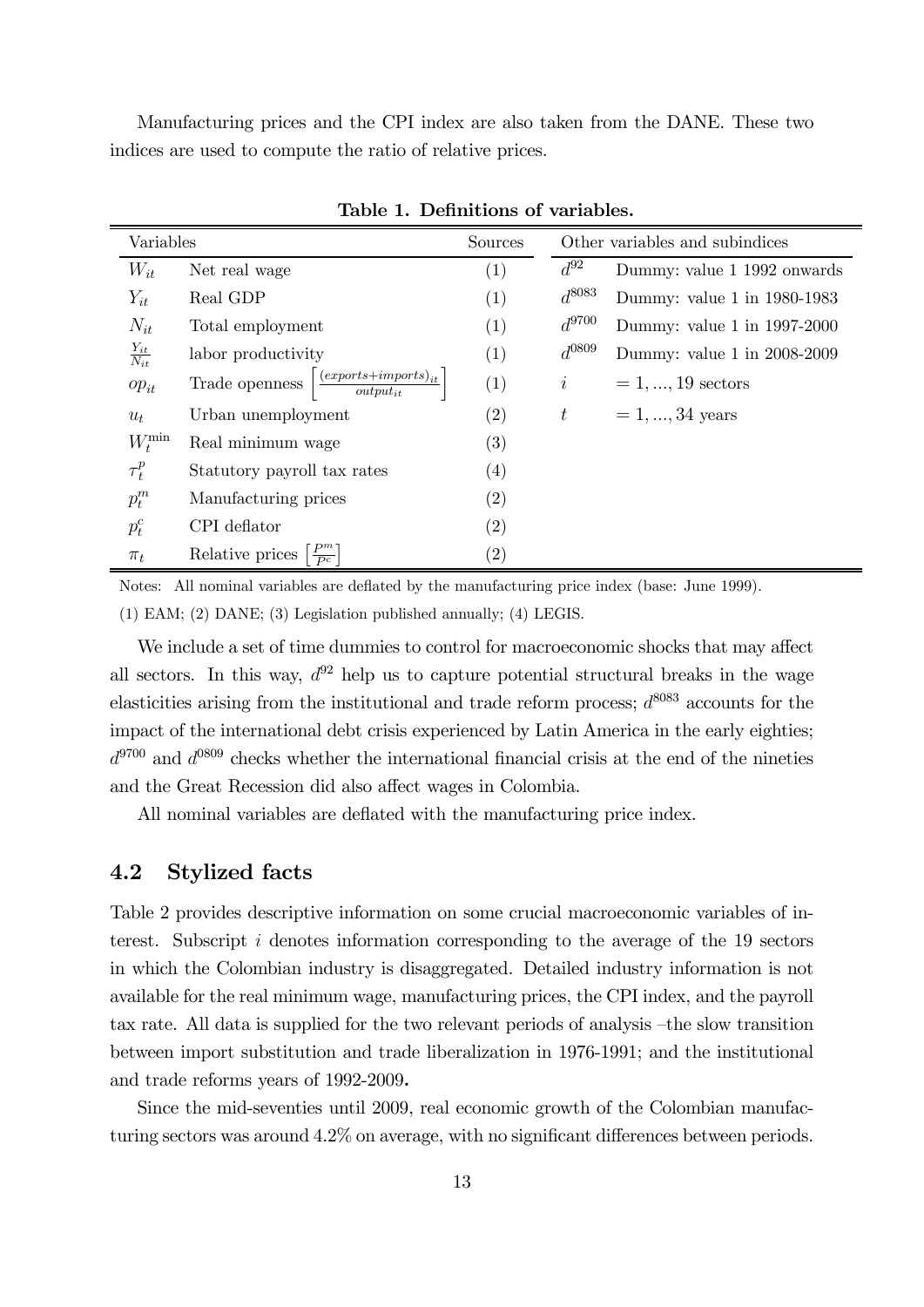Manufacturing prices and the CPI index are also taken from the DANE. These two indices are used to compute the ratio of relative prices.

**Table 1. Definitions of variables.**

| Variables | | Sources | Other variables and subindices | |
|---|---|---|---|---|
| $W_{it}$ | Net real wage | (1) | $d^{92}$ | Dummy: value 1 1992 onwards |
| $Y_{it}$ | Real GDP | (1) | $d^{8083}$ | Dummy: value 1 in 1980-1983 |
| $N_{it}$ | Total employment | (1) | $d^{9700}$ | Dummy: value 1 in 1997-2000 |
| $\frac{Y_{it}}{N_{it}}$ | labor productivity | (1) | $d^{0809}$ | Dummy: value 1 in 2008-2009 |
| $op_{it}$ | Trade openness $\left[\frac{(exports+imports)_{it}}{output_{it}}\right]$ | (1) | $i$ | $= 1, ..., 19$ sectors |
| $u_t$ | Urban unemployment | (2) | $t$ | $= 1, ..., 34$ years |
| $W_t^{\min}$ | Real minimum wage | (3) | | |
| $\tau_t^p$ | Statutory payroll tax rates | (4) | | |
| $p_t^m$ | Manufacturing prices | (2) | | |
| $p_t^c$ | CPI deflator | (2) | | |
| $\pi_t$ | Relative prices $\left[\frac{P^m}{P^c}\right]$ | (2) | | |

Notes: All nominal variables are deflated by the manufacturing price index (base: June 1999).

(1) EAM; (2) DANE; (3) Legislation published annually; (4) LEGIS.

We include a set of time dummies to control for macroeconomic shocks that may affect all sectors. In this way, $d^{92}$ help us to capture potential structural breaks in the wage elasticities arising from the institutional and trade reform process; $d^{8083}$ accounts for the impact of the international debt crisis experienced by Latin America in the early eighties; $d^{9700}$ and $d^{0809}$ checks whether the international financial crisis at the end of the nineties and the Great Recession did also affect wages in Colombia.

All nominal variables are deflated with the manufacturing price index.

## 4.2 Stylized facts

Table 2 provides descriptive information on some crucial macroeconomic variables of interest. Subscript $i$ denotes information corresponding to the average of the 19 sectors in which the Colombian industry is disaggregated. Detailed industry information is not available for the real minimum wage, manufacturing prices, the CPI index, and the payroll tax rate. All data is supplied for the two relevant periods of analysis –the slow transition between import substitution and trade liberalization in 1976-1991; and the institutional and trade reforms years of 1992-2009**.**

Since the mid-seventies until 2009, real economic growth of the Colombian manufacturing sectors was around 4.2% on average, with no significant differences between periods.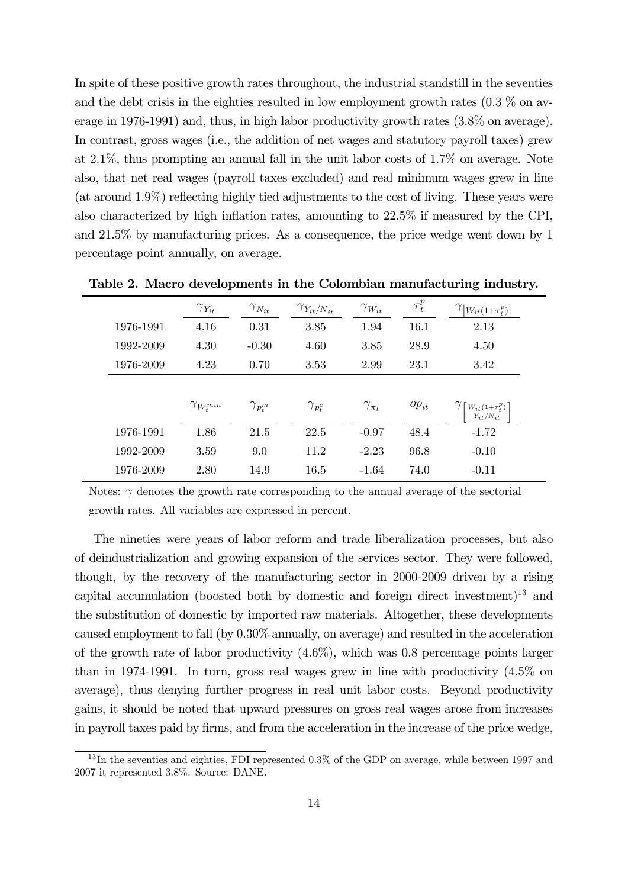In spite of these positive growth rates throughout, the industrial standstill in the seventies and the debt crisis in the eighties resulted in low employment growth rates (0.3 % on average in 1976-1991) and, thus, in high labor productivity growth rates (3.8% on average). In contrast, gross wages (i.e., the addition of net wages and statutory payroll taxes) grew at 2.1%, thus prompting an annual fall in the unit labor costs of 1.7% on average. Note also, that net real wages (payroll taxes excluded) and real minimum wages grew in line (at around 1.9%) reflecting highly tied adjustments to the cost of living. These years were also characterized by high inflation rates, amounting to 22.5% if measured by the CPI, and 21.5% by manufacturing prices. As a consequence, the price wedge went down by 1 percentage point annually, on average.

**Table 2. Macro developments in the Colombian manufacturing industry.**

| | $\gamma_{Y_{it}}$ | $\gamma_{N_{it}}$ | $\gamma_{Y_{it}/N_{it}}$ | $\gamma_{W_{it}}$ | $\tau_t^p$ | $\gamma_{\left[W_{it}(1+\tau_t^p)\right]}$ |
|---|---|---|---|---|---|---|
| 1976-1991 | 4.16 | 0.31 | 3.85 | 1.94 | 16.1 | 2.13 |
| 1992-2009 | 4.30 | -0.30 | 4.60 | 3.85 | 28.9 | 4.50 |
| 1976-2009 | 4.23 | 0.70 | 3.53 | 2.99 | 23.1 | 3.42 |
| | $\gamma_{W_t^{min}}$ | $\gamma_{p_t^m}$ | $\gamma_{p_t^c}$ | $\gamma_{\pi_t}$ | $op_{it}$ | $\gamma_{\left[\frac{W_{it}(1+\tau_t^p)}{Y_{it}/N_{it}}\right]}$ |
| 1976-1991 | 1.86 | 21.5 | 22.5 | -0.97 | 48.4 | -1.72 |
| 1992-2009 | 3.59 | 9.0 | 11.2 | -2.23 | 96.8 | -0.10 |
| 1976-2009 | 2.80 | 14.9 | 16.5 | -1.64 | 74.0 | -0.11 |

Notes: $\gamma$ denotes the growth rate corresponding to the annual average of the sectorial growth rates. All variables are expressed in percent.

The nineties were years of labor reform and trade liberalization processes, but also of deindustrialization and growing expansion of the services sector. They were followed, though, by the recovery of the manufacturing sector in 2000-2009 driven by a rising capital accumulation (boosted both by domestic and foreign direct investment)[13] and the substitution of domestic by imported raw materials. Altogether, these developments caused employment to fall (by 0.30% annually, on average) and resulted in the acceleration of the growth rate of labor productivity (4.6%), which was 0.8 percentage points larger than in 1974-1991. In turn, gross real wages grew in line with productivity (4.5% on average), thus denying further progress in real unit labor costs. Beyond productivity gains, it should be noted that upward pressures on gross real wages arose from increases in payroll taxes paid by firms, and from the acceleration in the increase of the price wedge,

[13] In the seventies and eighties, FDI represented 0.3% of the GDP on average, while between 1997 and 2007 it represented 3.8%. Source: DANE.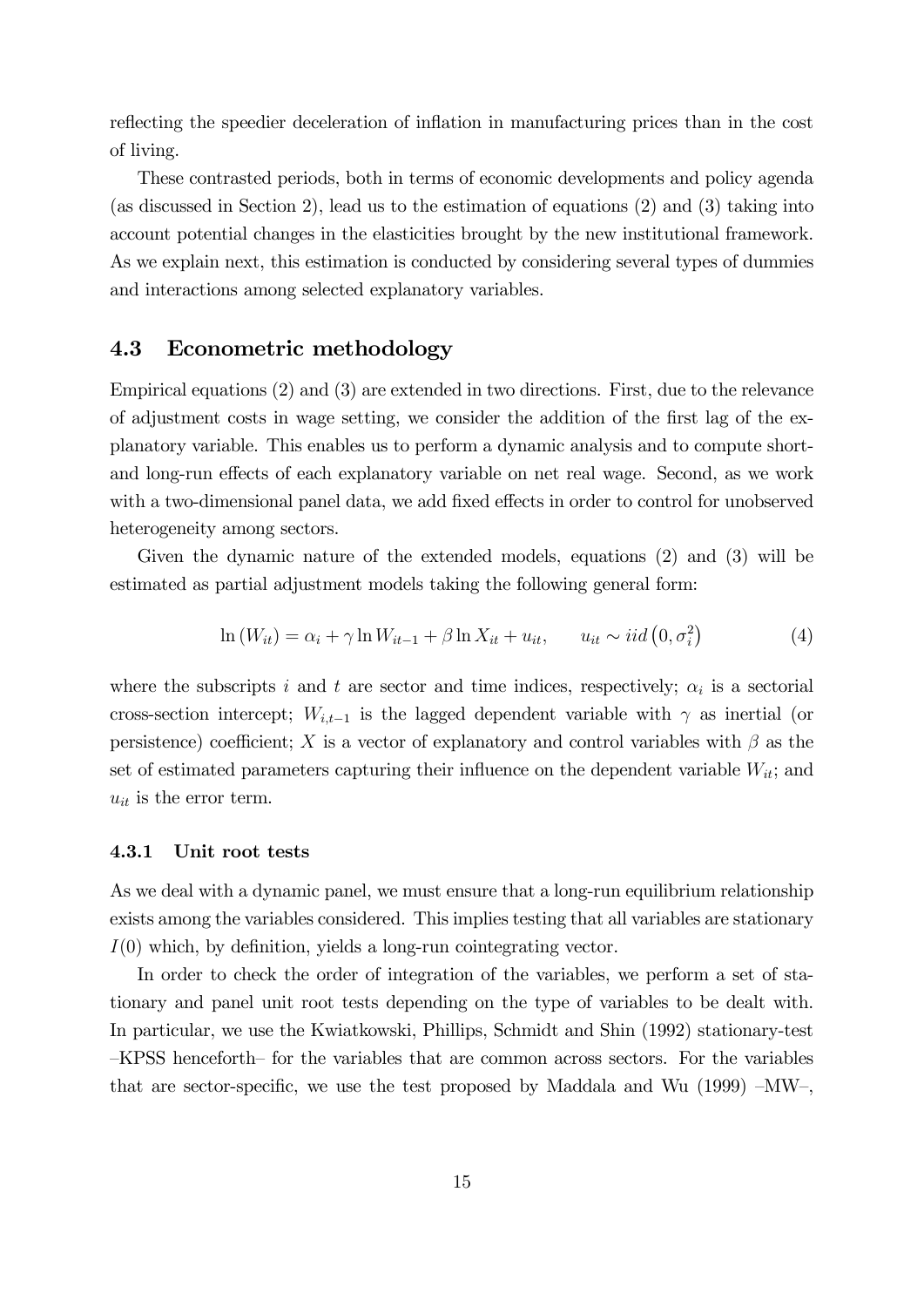reflecting the speedier deceleration of inflation in manufacturing prices than in the cost of living.

These contrasted periods, both in terms of economic developments and policy agenda (as discussed in Section 2), lead us to the estimation of equations (2) and (3) taking into account potential changes in the elasticities brought by the new institutional framework. As we explain next, this estimation is conducted by considering several types of dummies and interactions among selected explanatory variables.

## 4.3 Econometric methodology

Empirical equations (2) and (3) are extended in two directions. First, due to the relevance of adjustment costs in wage setting, we consider the addition of the first lag of the explanatory variable. This enables us to perform a dynamic analysis and to compute short- and long-run effects of each explanatory variable on net real wage. Second, as we work with a two-dimensional panel data, we add fixed effects in order to control for unobserved heterogeneity among sectors.

Given the dynamic nature of the extended models, equations (2) and (3) will be estimated as partial adjustment models taking the following general form:

$$\ln\left(W_{it}\right) = \alpha_i + \gamma \ln W_{it-1} + \beta \ln X_{it} + u_{it}, \qquad u_{it} \sim iid\left(0, \sigma_i^2\right) \tag{4}$$

where the subscripts $i$ and $t$ are sector and time indices, respectively; $\alpha_i$ is a sectorial cross-section intercept; $W_{i,t-1}$ is the lagged dependent variable with $\gamma$ as inertial (or persistence) coefficient; $X$ is a vector of explanatory and control variables with $\beta$ as the set of estimated parameters capturing their influence on the dependent variable $W_{it}$; and $u_{it}$ is the error term.

### 4.3.1 Unit root tests

As we deal with a dynamic panel, we must ensure that a long-run equilibrium relationship exists among the variables considered. This implies testing that all variables are stationary $I(0)$ which, by definition, yields a long-run cointegrating vector.

In order to check the order of integration of the variables, we perform a set of stationary and panel unit root tests depending on the type of variables to be dealt with. In particular, we use the Kwiatkowski, Phillips, Schmidt and Shin (1992) stationary-test –KPSS henceforth– for the variables that are common across sectors. For the variables that are sector-specific, we use the test proposed by Maddala and Wu (1999) –MW–,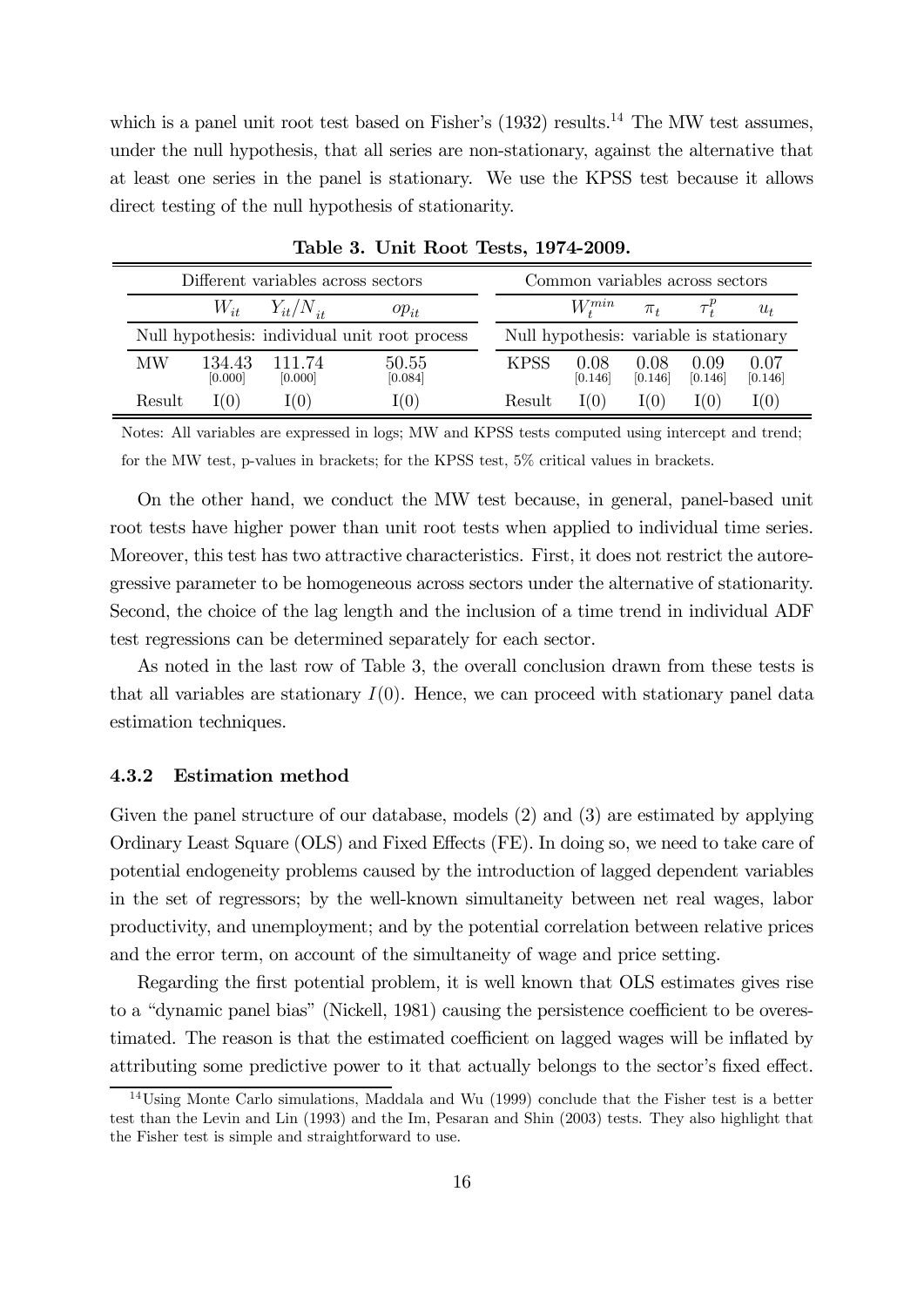which is a panel unit root test based on Fisher's (1932) results.[14] The MW test assumes, under the null hypothesis, that all series are non-stationary, against the alternative that at least one series in the panel is stationary. We use the KPSS test because it allows direct testing of the null hypothesis of stationarity.

**Table 3. Unit Root Tests, 1974-2009.**

| Different variables across sectors | | | | Common variables across sectors | | | | |
|---|---|---|---|---|---|---|---|---|
| | $W_{it}$ | $Y_{it}/N_{it}$ | $op_{it}$ | | $W_t^{min}$ | $\pi_t$ | $\tau_t^p$ | $u_t$ |
| Null hypothesis: individual unit root process | | | | Null hypothesis: variable is stationary | | | | |
| MW | 134.43 [0.000] | 111.74 [0.000] | 50.55 [0.084] | KPSS | 0.08 [0.146] | 0.08 [0.146] | 0.09 [0.146] | 0.07 [0.146] |
| Result | I(0) | I(0) | I(0) | Result | I(0) | I(0) | I(0) | I(0) |

Notes: All variables are expressed in logs; MW and KPSS tests computed using intercept and trend; for the MW test, p-values in brackets; for the KPSS test, 5% critical values in brackets.

On the other hand, we conduct the MW test because, in general, panel-based unit root tests have higher power than unit root tests when applied to individual time series. Moreover, this test has two attractive characteristics. First, it does not restrict the autoregressive parameter to be homogeneous across sectors under the alternative of stationarity. Second, the choice of the lag length and the inclusion of a time trend in individual ADF test regressions can be determined separately for each sector.

As noted in the last row of Table 3, the overall conclusion drawn from these tests is that all variables are stationary $I(0)$. Hence, we can proceed with stationary panel data estimation techniques.

### 4.3.2 Estimation method

Given the panel structure of our database, models (2) and (3) are estimated by applying Ordinary Least Square (OLS) and Fixed Effects (FE). In doing so, we need to take care of potential endogeneity problems caused by the introduction of lagged dependent variables in the set of regressors; by the well-known simultaneity between net real wages, labor productivity, and unemployment; and by the potential correlation between relative prices and the error term, on account of the simultaneity of wage and price setting.

Regarding the first potential problem, it is well known that OLS estimates gives rise to a "dynamic panel bias" (Nickell, 1981) causing the persistence coefficient to be overestimated. The reason is that the estimated coefficient on lagged wages will be inflated by attributing some predictive power to it that actually belongs to the sector's fixed effect.

[14] Using Monte Carlo simulations, Maddala and Wu (1999) conclude that the Fisher test is a better test than the Levin and Lin (1993) and the Im, Pesaran and Shin (2003) tests. They also highlight that the Fisher test is simple and straightforward to use.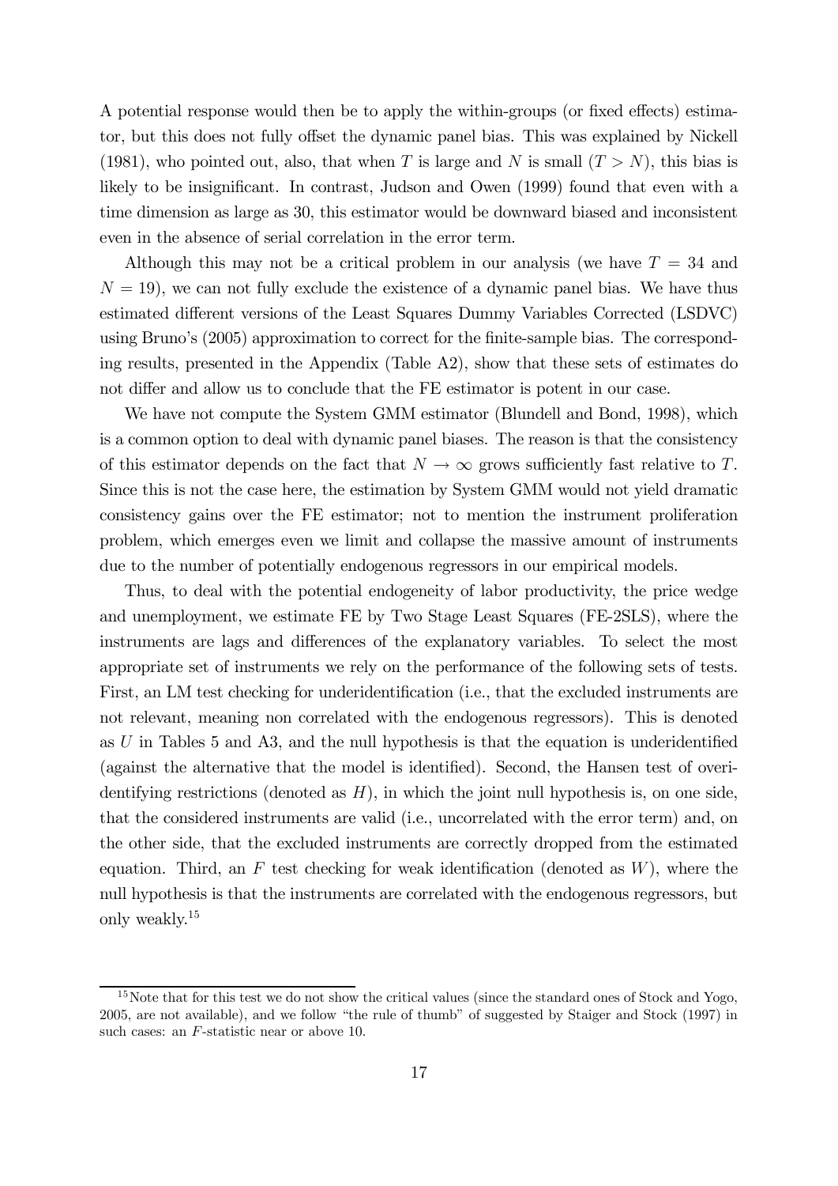A potential response would then be to apply the within-groups (or fixed effects) estimator, but this does not fully offset the dynamic panel bias. This was explained by Nickell (1981), who pointed out, also, that when $T$ is large and $N$ is small ($T > N$), this bias is likely to be insignificant. In contrast, Judson and Owen (1999) found that even with a time dimension as large as 30, this estimator would be downward biased and inconsistent even in the absence of serial correlation in the error term.

Although this may not be a critical problem in our analysis (we have $T = 34$ and $N = 19$), we can not fully exclude the existence of a dynamic panel bias. We have thus estimated different versions of the Least Squares Dummy Variables Corrected (LSDVC) using Bruno's (2005) approximation to correct for the finite-sample bias. The corresponding results, presented in the Appendix (Table A2), show that these sets of estimates do not differ and allow us to conclude that the FE estimator is potent in our case.

We have not compute the System GMM estimator (Blundell and Bond, 1998), which is a common option to deal with dynamic panel biases. The reason is that the consistency of this estimator depends on the fact that $N \to \infty$ grows sufficiently fast relative to $T$. Since this is not the case here, the estimation by System GMM would not yield dramatic consistency gains over the FE estimator; not to mention the instrument proliferation problem, which emerges even we limit and collapse the massive amount of instruments due to the number of potentially endogenous regressors in our empirical models.

Thus, to deal with the potential endogeneity of labor productivity, the price wedge and unemployment, we estimate FE by Two Stage Least Squares (FE-2SLS), where the instruments are lags and differences of the explanatory variables. To select the most appropriate set of instruments we rely on the performance of the following sets of tests. First, an LM test checking for underidentification (i.e., that the excluded instruments are not relevant, meaning non correlated with the endogenous regressors). This is denoted as $U$ in Tables 5 and A3, and the null hypothesis is that the equation is underidentified (against the alternative that the model is identified). Second, the Hansen test of overidentifying restrictions (denoted as $H$), in which the joint null hypothesis is, on one side, that the considered instruments are valid (i.e., uncorrelated with the error term) and, on the other side, that the excluded instruments are correctly dropped from the estimated equation. Third, an $F$ test checking for weak identification (denoted as $W$), where the null hypothesis is that the instruments are correlated with the endogenous regressors, but only weakly.[15]

[15] Note that for this test we do not show the critical values (since the standard ones of Stock and Yogo, 2005, are not available), and we follow "the rule of thumb" of suggested by Staiger and Stock (1997) in such cases: an $F$-statistic near or above 10.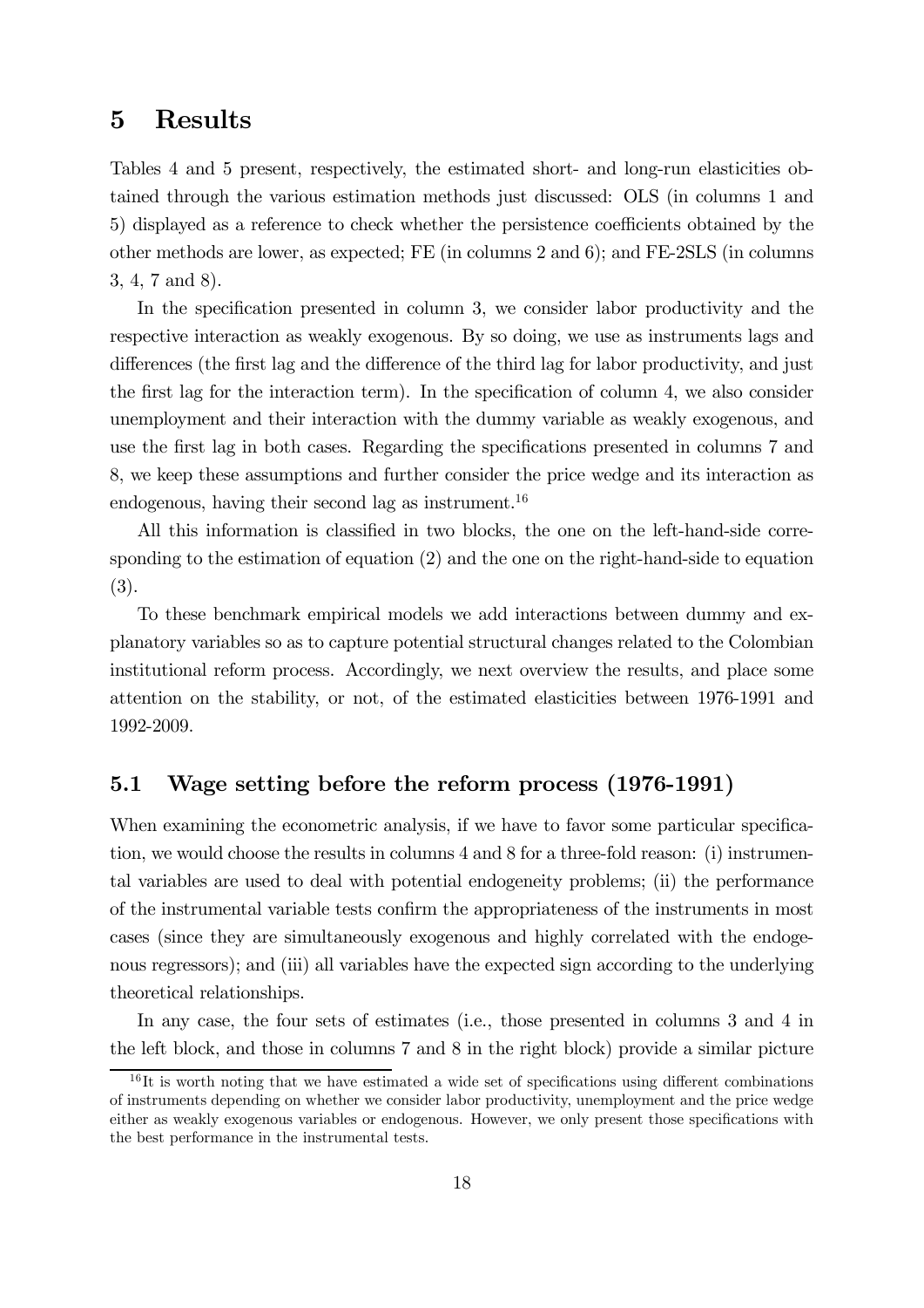# 5 Results

Tables 4 and 5 present, respectively, the estimated short- and long-run elasticities obtained through the various estimation methods just discussed: OLS (in columns 1 and 5) displayed as a reference to check whether the persistence coefficients obtained by the other methods are lower, as expected; FE (in columns 2 and 6); and FE-2SLS (in columns 3, 4, 7 and 8).

In the specification presented in column 3, we consider labor productivity and the respective interaction as weakly exogenous. By so doing, we use as instruments lags and differences (the first lag and the difference of the third lag for labor productivity, and just the first lag for the interaction term). In the specification of column 4, we also consider unemployment and their interaction with the dummy variable as weakly exogenous, and use the first lag in both cases. Regarding the specifications presented in columns 7 and 8, we keep these assumptions and further consider the price wedge and its interaction as endogenous, having their second lag as instrument.[16]

All this information is classified in two blocks, the one on the left-hand-side corresponding to the estimation of equation (2) and the one on the right-hand-side to equation (3).

To these benchmark empirical models we add interactions between dummy and explanatory variables so as to capture potential structural changes related to the Colombian institutional reform process. Accordingly, we next overview the results, and place some attention on the stability, or not, of the estimated elasticities between 1976-1991 and 1992-2009.

## 5.1 Wage setting before the reform process (1976-1991)

When examining the econometric analysis, if we have to favor some particular specification, we would choose the results in columns 4 and 8 for a three-fold reason: (i) instrumental variables are used to deal with potential endogeneity problems; (ii) the performance of the instrumental variable tests confirm the appropriateness of the instruments in most cases (since they are simultaneously exogenous and highly correlated with the endogenous regressors); and (iii) all variables have the expected sign according to the underlying theoretical relationships.

In any case, the four sets of estimates (i.e., those presented in columns 3 and 4 in the left block, and those in columns 7 and 8 in the right block) provide a similar picture

[16] It is worth noting that we have estimated a wide set of specifications using different combinations of instruments depending on whether we consider labor productivity, unemployment and the price wedge either as weakly exogenous variables or endogenous. However, we only present those specifications with the best performance in the instrumental tests.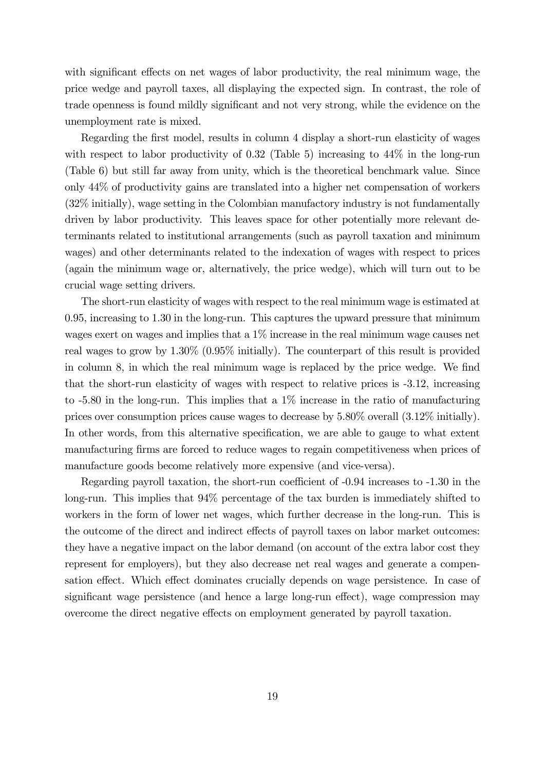with significant effects on net wages of labor productivity, the real minimum wage, the price wedge and payroll taxes, all displaying the expected sign. In contrast, the role of trade openness is found mildly significant and not very strong, while the evidence on the unemployment rate is mixed.

Regarding the first model, results in column 4 display a short-run elasticity of wages with respect to labor productivity of 0.32 (Table 5) increasing to 44% in the long-run (Table 6) but still far away from unity, which is the theoretical benchmark value. Since only 44% of productivity gains are translated into a higher net compensation of workers (32% initially), wage setting in the Colombian manufactory industry is not fundamentally driven by labor productivity. This leaves space for other potentially more relevant determinants related to institutional arrangements (such as payroll taxation and minimum wages) and other determinants related to the indexation of wages with respect to prices (again the minimum wage or, alternatively, the price wedge), which will turn out to be crucial wage setting drivers.

The short-run elasticity of wages with respect to the real minimum wage is estimated at 0.95, increasing to 1.30 in the long-run. This captures the upward pressure that minimum wages exert on wages and implies that a 1% increase in the real minimum wage causes net real wages to grow by 1.30% (0.95% initially). The counterpart of this result is provided in column 8, in which the real minimum wage is replaced by the price wedge. We find that the short-run elasticity of wages with respect to relative prices is -3.12, increasing to -5.80 in the long-run. This implies that a 1% increase in the ratio of manufacturing prices over consumption prices cause wages to decrease by 5.80% overall (3.12% initially). In other words, from this alternative specification, we are able to gauge to what extent manufacturing firms are forced to reduce wages to regain competitiveness when prices of manufacture goods become relatively more expensive (and vice-versa).

Regarding payroll taxation, the short-run coefficient of -0.94 increases to -1.30 in the long-run. This implies that 94% percentage of the tax burden is immediately shifted to workers in the form of lower net wages, which further decrease in the long-run. This is the outcome of the direct and indirect effects of payroll taxes on labor market outcomes: they have a negative impact on the labor demand (on account of the extra labor cost they represent for employers), but they also decrease net real wages and generate a compensation effect. Which effect dominates crucially depends on wage persistence. In case of significant wage persistence (and hence a large long-run effect), wage compression may overcome the direct negative effects on employment generated by payroll taxation.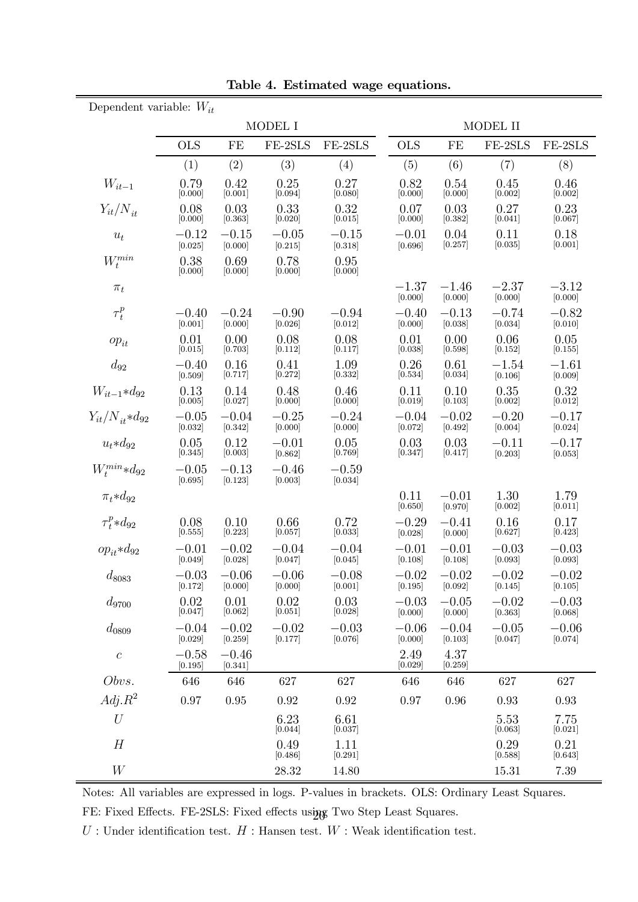**Table 4. Estimated wage equations.**

Dependent variable: $W_{it}$

| | MODEL I | | | | MODEL II | | | |
|---|---|---|---|---|---|---|---|---|
| | OLS | FE | FE-2SLS | FE-2SLS | OLS | FE | FE-2SLS | FE-2SLS |
| | (1) | (2) | (3) | (4) | (5) | (6) | (7) | (8) |
| $W_{it-1}$ | 0.79 [0.000] | 0.42 [0.001] | 0.25 [0.094] | 0.27 [0.080] | 0.82 [0.000] | 0.54 [0.000] | 0.45 [0.002] | 0.46 [0.002] |
| $Y_{it}/N_{it}$ | 0.08 [0.000] | 0.03 [0.363] | 0.33 [0.020] | 0.32 [0.015] | 0.07 [0.000] | 0.03 [0.382] | 0.27 [0.041] | 0.23 [0.067] |
| $u_t$ | −0.12 [0.025] | −0.15 [0.000] | −0.05 [0.215] | −0.15 [0.318] | −0.01 [0.696] | 0.04 [0.257] | 0.11 [0.035] | 0.18 [0.001] |
| $W_t^{min}$ | 0.38 [0.000] | 0.69 [0.000] | 0.78 [0.000] | 0.95 [0.000] | | | | |
| $\pi_t$ | | | | | −1.37 [0.000] | −1.46 [0.000] | −2.37 [0.000] | −3.12 [0.000] |
| $\tau_t^p$ | −0.40 [0.001] | −0.24 [0.000] | −0.90 [0.026] | −0.94 [0.012] | −0.40 [0.000] | −0.13 [0.038] | −0.74 [0.034] | −0.82 [0.010] |
| $op_{it}$ | 0.01 [0.015] | 0.00 [0.703] | 0.08 [0.112] | 0.08 [0.117] | 0.01 [0.038] | 0.00 [0.598] | 0.06 [0.152] | 0.05 [0.155] |
| $d_{92}$ | −0.40 [0.509] | 0.16 [0.717] | 0.41 [0.272] | 1.09 [0.332] | 0.26 [0.534] | 0.61 [0.034] | −1.54 [0.106] | −1.61 [0.009] |
| $W_{it-1}{*}d_{92}$ | 0.13 [0.005] | 0.14 [0.027] | 0.48 [0.000] | 0.46 [0.000] | 0.11 [0.019] | 0.10 [0.103] | 0.35 [0.002] | 0.32 [0.012] |
| $Y_{it}/N_{it}{*}d_{92}$ | −0.05 [0.032] | −0.04 [0.342] | −0.25 [0.000] | −0.24 [0.000] | −0.04 [0.072] | −0.02 [0.492] | −0.20 [0.004] | −0.17 [0.024] |
| $u_t{*}d_{92}$ | 0.05 [0.345] | 0.12 [0.003] | −0.01 [0.862] | 0.05 [0.769] | 0.03 [0.347] | 0.03 [0.417] | −0.11 [0.203] | −0.17 [0.053] |
| $W_t^{min}{*}d_{92}$ | −0.05 [0.695] | −0.13 [0.123] | −0.46 [0.003] | −0.59 [0.034] | | | | |
| $\pi_t{*}d_{92}$ | | | | | 0.11 [0.650] | −0.01 [0.970] | 1.30 [0.002] | 1.79 [0.011] |
| $\tau_t^p{*}d_{92}$ | 0.08 [0.555] | 0.10 [0.223] | 0.66 [0.057] | 0.72 [0.033] | −0.29 [0.028] | −0.41 [0.000] | 0.16 [0.627] | 0.17 [0.423] |
| $op_{it}{*}d_{92}$ | −0.01 [0.049] | −0.02 [0.028] | −0.04 [0.047] | −0.04 [0.045] | −0.01 [0.108] | −0.01 [0.108] | −0.03 [0.093] | −0.03 [0.093] |
| $d_{8083}$ | −0.03 [0.172] | −0.06 [0.000] | −0.06 [0.000] | −0.08 [0.001] | −0.02 [0.195] | −0.02 [0.092] | −0.02 [0.145] | −0.02 [0.105] |
| $d_{9700}$ | 0.02 [0.047] | 0.01 [0.062] | 0.02 [0.051] | 0.03 [0.028] | −0.03 [0.000] | −0.05 [0.000] | −0.02 [0.363] | −0.03 [0.068] |
| $d_{0809}$ | −0.04 [0.029] | −0.02 [0.259] | −0.02 [0.177] | −0.03 [0.076] | −0.06 [0.000] | −0.04 [0.103] | −0.05 [0.047] | −0.06 [0.074] |
| $c$ | −0.58 [0.195] | −0.46 [0.341] | | | 2.49 [0.029] | 4.37 [0.259] | | |
| *Obvs.* | 646 | 646 | 627 | 627 | 646 | 646 | 627 | 627 |
| $Adj.R^2$ | 0.97 | 0.95 | 0.92 | 0.92 | 0.97 | 0.96 | 0.93 | 0.93 |
| $U$ | | | 6.23 [0.044] | 6.61 [0.037] | | | 5.53 [0.063] | 7.75 [0.021] |
| $H$ | | | 0.49 [0.486] | 1.11 [0.291] | | | 0.29 [0.588] | 0.21 [0.643] |
| $W$ | | | 28.32 | 14.80 | | | 15.31 | 7.39 |

Notes: All variables are expressed in logs. P-values in brackets. OLS: Ordinary Least Squares. FE: Fixed Effects. FE-2SLS: Fixed effects using Two Step Least Squares.
$U$ : Under identification test. $H$ : Hansen test. $W$ : Weak identification test.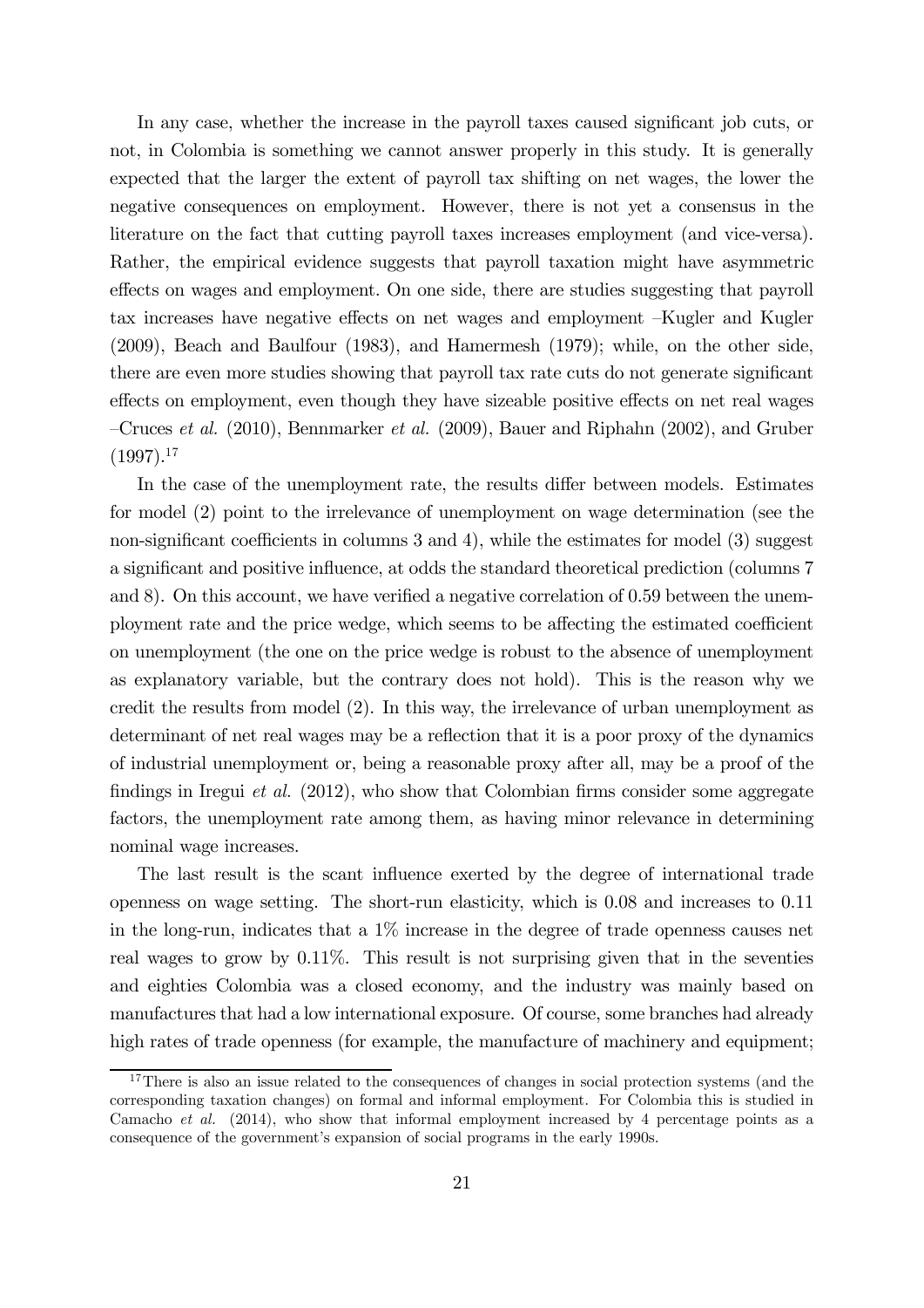In any case, whether the increase in the payroll taxes caused significant job cuts, or not, in Colombia is something we cannot answer properly in this study. It is generally expected that the larger the extent of payroll tax shifting on net wages, the lower the negative consequences on employment. However, there is not yet a consensus in the literature on the fact that cutting payroll taxes increases employment (and vice-versa). Rather, the empirical evidence suggests that payroll taxation might have asymmetric effects on wages and employment. On one side, there are studies suggesting that payroll tax increases have negative effects on net wages and employment –Kugler and Kugler (2009), Beach and Baulfour (1983), and Hamermesh (1979); while, on the other side, there are even more studies showing that payroll tax rate cuts do not generate significant effects on employment, even though they have sizeable positive effects on net real wages –Cruces *et al.* (2010), Bennmarker *et al.* (2009), Bauer and Riphahn (2002), and Gruber (1997).[17]

In the case of the unemployment rate, the results differ between models. Estimates for model (2) point to the irrelevance of unemployment on wage determination (see the non-significant coefficients in columns 3 and 4), while the estimates for model (3) suggest a significant and positive influence, at odds the standard theoretical prediction (columns 7 and 8). On this account, we have verified a negative correlation of 0.59 between the unemployment rate and the price wedge, which seems to be affecting the estimated coefficient on unemployment (the one on the price wedge is robust to the absence of unemployment as explanatory variable, but the contrary does not hold). This is the reason why we credit the results from model (2). In this way, the irrelevance of urban unemployment as determinant of net real wages may be a reflection that it is a poor proxy of the dynamics of industrial unemployment or, being a reasonable proxy after all, may be a proof of the findings in Iregui *et al.* (2012), who show that Colombian firms consider some aggregate factors, the unemployment rate among them, as having minor relevance in determining nominal wage increases.

The last result is the scant influence exerted by the degree of international trade openness on wage setting. The short-run elasticity, which is 0.08 and increases to 0.11 in the long-run, indicates that a 1% increase in the degree of trade openness causes net real wages to grow by 0.11%. This result is not surprising given that in the seventies and eighties Colombia was a closed economy, and the industry was mainly based on manufactures that had a low international exposure. Of course, some branches had already high rates of trade openness (for example, the manufacture of machinery and equipment;

[17] There is also an issue related to the consequences of changes in social protection systems (and the corresponding taxation changes) on formal and informal employment. For Colombia this is studied in Camacho *et al.* (2014), who show that informal employment increased by 4 percentage points as a consequence of the government's expansion of social programs in the early 1990s.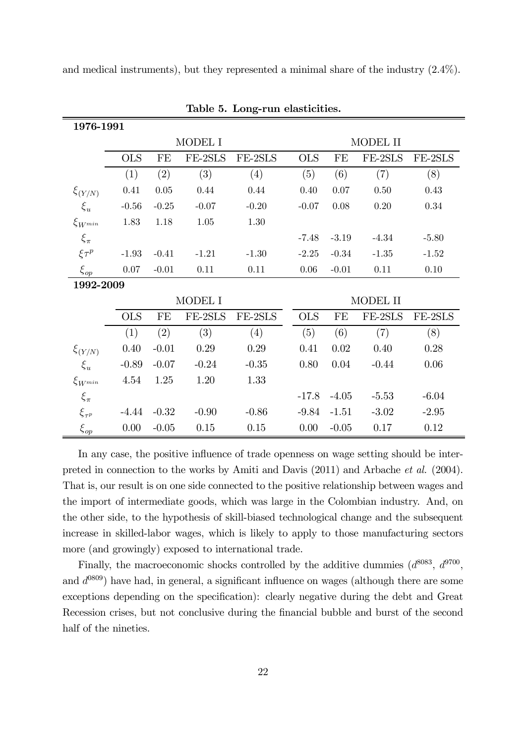and medical instruments), but they represented a minimal share of the industry (2.4%).

**Table 5. Long-run elasticities.**

| **1976-1991** | MODEL I | | | | MODEL II | | | |
|---|---|---|---|---|---|---|---|---|
| | OLS | FE | FE-2SLS | FE-2SLS | OLS | FE | FE-2SLS | FE-2SLS |
| | (1) | (2) | (3) | (4) | (5) | (6) | (7) | (8) |
| $\xi_{(Y/N)}$ | 0.41 | 0.05 | 0.44 | 0.44 | 0.40 | 0.07 | 0.50 | 0.43 |
| $\xi_u$ | -0.56 | -0.25 | -0.07 | -0.20 | -0.07 | 0.08 | 0.20 | 0.34 |
| $\xi_{W^{min}}$ | 1.83 | 1.18 | 1.05 | 1.30 | | | | |
| $\xi_\pi$ | | | | | -7.48 | -3.19 | -4.34 | -5.80 |
| $\xi_{\tau^p}$ | -1.93 | -0.41 | -1.21 | -1.30 | -2.25 | -0.34 | -1.35 | -1.52 |
| $\xi_{op}$ | 0.07 | -0.01 | 0.11 | 0.11 | 0.06 | -0.01 | 0.11 | 0.10 |
| **1992-2009** | MODEL I | | | | MODEL II | | | |
| | OLS | FE | FE-2SLS | FE-2SLS | OLS | FE | FE-2SLS | FE-2SLS |
| | (1) | (2) | (3) | (4) | (5) | (6) | (7) | (8) |
| $\xi_{(Y/N)}$ | 0.40 | -0.01 | 0.29 | 0.29 | 0.41 | 0.02 | 0.40 | 0.28 |
| $\xi_u$ | -0.89 | -0.07 | -0.24 | -0.35 | 0.80 | 0.04 | -0.44 | 0.06 |
| $\xi_{W^{min}}$ | 4.54 | 1.25 | 1.20 | 1.33 | | | | |
| $\xi_\pi$ | | | | | -17.8 | -4.05 | -5.53 | -6.04 |
| $\xi_{\tau^p}$ | -4.44 | -0.32 | -0.90 | -0.86 | -9.84 | -1.51 | -3.02 | -2.95 |
| $\xi_{op}$ | 0.00 | -0.05 | 0.15 | 0.15 | 0.00 | -0.05 | 0.17 | 0.12 |

In any case, the positive influence of trade openness on wage setting should be interpreted in connection to the works by Amiti and Davis (2011) and Arbache *et al.* (2004). That is, our result is on one side connected to the positive relationship between wages and the import of intermediate goods, which was large in the Colombian industry. And, on the other side, to the hypothesis of skill-biased technological change and the subsequent increase in skilled-labor wages, which is likely to apply to those manufacturing sectors more (and growingly) exposed to international trade.

Finally, the macroeconomic shocks controlled by the additive dummies ($d^{8083}$, $d^{9700}$, and $d^{0809}$) have had, in general, a significant influence on wages (although there are some exceptions depending on the specification): clearly negative during the debt and Great Recession crises, but not conclusive during the financial bubble and burst of the second half of the nineties.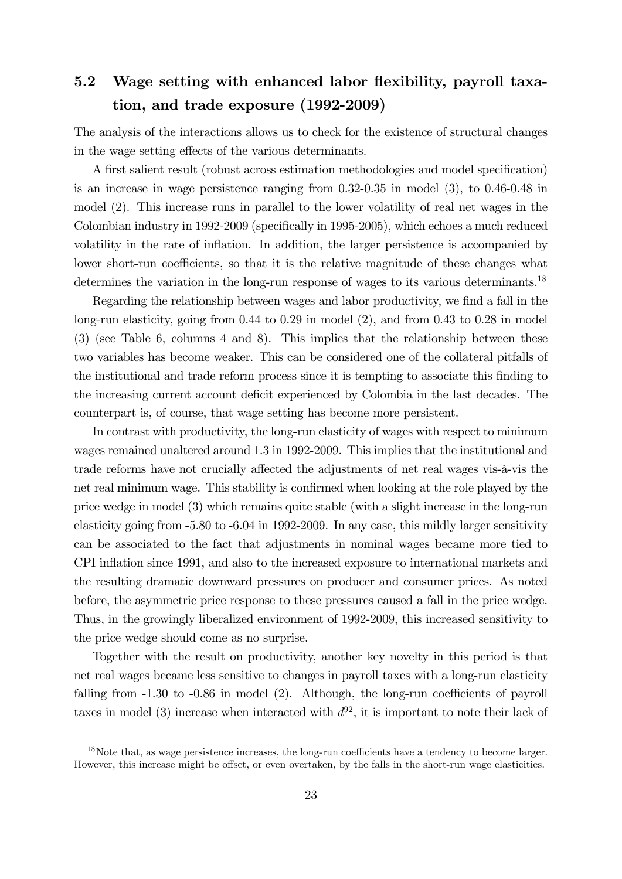## 5.2 Wage setting with enhanced labor flexibility, payroll taxation, and trade exposure (1992-2009)

The analysis of the interactions allows us to check for the existence of structural changes in the wage setting effects of the various determinants.

A first salient result (robust across estimation methodologies and model specification) is an increase in wage persistence ranging from 0.32-0.35 in model (3), to 0.46-0.48 in model (2). This increase runs in parallel to the lower volatility of real net wages in the Colombian industry in 1992-2009 (specifically in 1995-2005), which echoes a much reduced volatility in the rate of inflation. In addition, the larger persistence is accompanied by lower short-run coefficients, so that it is the relative magnitude of these changes what determines the variation in the long-run response of wages to its various determinants.[18]

Regarding the relationship between wages and labor productivity, we find a fall in the long-run elasticity, going from 0.44 to 0.29 in model (2), and from 0.43 to 0.28 in model (3) (see Table 6, columns 4 and 8). This implies that the relationship between these two variables has become weaker. This can be considered one of the collateral pitfalls of the institutional and trade reform process since it is tempting to associate this finding to the increasing current account deficit experienced by Colombia in the last decades. The counterpart is, of course, that wage setting has become more persistent.

In contrast with productivity, the long-run elasticity of wages with respect to minimum wages remained unaltered around 1.3 in 1992-2009. This implies that the institutional and trade reforms have not crucially affected the adjustments of net real wages vis-à-vis the net real minimum wage. This stability is confirmed when looking at the role played by the price wedge in model (3) which remains quite stable (with a slight increase in the long-run elasticity going from -5.80 to -6.04 in 1992-2009. In any case, this mildly larger sensitivity can be associated to the fact that adjustments in nominal wages became more tied to CPI inflation since 1991, and also to the increased exposure to international markets and the resulting dramatic downward pressures on producer and consumer prices. As noted before, the asymmetric price response to these pressures caused a fall in the price wedge. Thus, in the growingly liberalized environment of 1992-2009, this increased sensitivity to the price wedge should come as no surprise.

Together with the result on productivity, another key novelty in this period is that net real wages became less sensitive to changes in payroll taxes with a long-run elasticity falling from -1.30 to -0.86 in model (2). Although, the long-run coefficients of payroll taxes in model (3) increase when interacted with $d^{92}$, it is important to note their lack of

[18] Note that, as wage persistence increases, the long-run coefficients have a tendency to become larger. However, this increase might be offset, or even overtaken, by the falls in the short-run wage elasticities.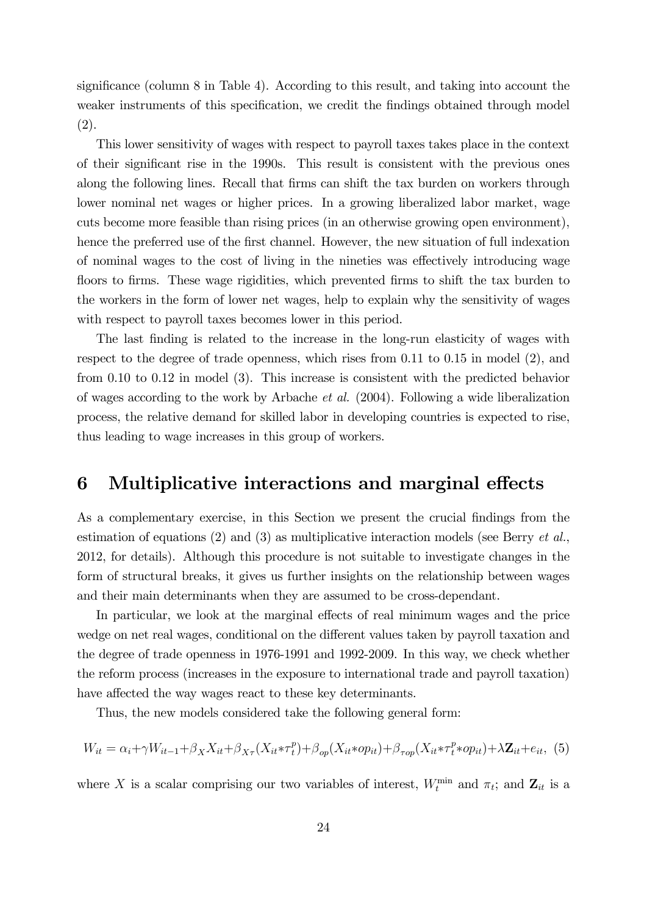significance (column 8 in Table 4). According to this result, and taking into account the weaker instruments of this specification, we credit the findings obtained through model (2).

This lower sensitivity of wages with respect to payroll taxes takes place in the context of their significant rise in the 1990s. This result is consistent with the previous ones along the following lines. Recall that firms can shift the tax burden on workers through lower nominal net wages or higher prices. In a growing liberalized labor market, wage cuts become more feasible than rising prices (in an otherwise growing open environment), hence the preferred use of the first channel. However, the new situation of full indexation of nominal wages to the cost of living in the nineties was effectively introducing wage floors to firms. These wage rigidities, which prevented firms to shift the tax burden to the workers in the form of lower net wages, help to explain why the sensitivity of wages with respect to payroll taxes becomes lower in this period.

The last finding is related to the increase in the long-run elasticity of wages with respect to the degree of trade openness, which rises from 0.11 to 0.15 in model (2), and from 0.10 to 0.12 in model (3). This increase is consistent with the predicted behavior of wages according to the work by Arbache *et al.* (2004). Following a wide liberalization process, the relative demand for skilled labor in developing countries is expected to rise, thus leading to wage increases in this group of workers.

# 6 Multiplicative interactions and marginal effects

As a complementary exercise, in this Section we present the crucial findings from the estimation of equations (2) and (3) as multiplicative interaction models (see Berry *et al.*, 2012, for details). Although this procedure is not suitable to investigate changes in the form of structural breaks, it gives us further insights on the relationship between wages and their main determinants when they are assumed to be cross-dependant.

In particular, we look at the marginal effects of real minimum wages and the price wedge on net real wages, conditional on the different values taken by payroll taxation and the degree of trade openness in 1976-1991 and 1992-2009. In this way, we check whether the reform process (increases in the exposure to international trade and payroll taxation) have affected the way wages react to these key determinants.

Thus, the new models considered take the following general form:

$$W_{it} = \alpha_i + \gamma W_{it-1} + \beta_X X_{it} + \beta_{X\tau}(X_{it} * \tau_t^p) + \beta_{op}(X_{it} * op_{it}) + \beta_{\tau op}(X_{it} * \tau_t^p * op_{it}) + \lambda \mathbf{Z}_{it} + e_{it}, \quad (5)$$

where $X$ is a scalar comprising our two variables of interest, $W_t^{\min}$ and $\pi_t$; and $\mathbf{Z}_{it}$ is a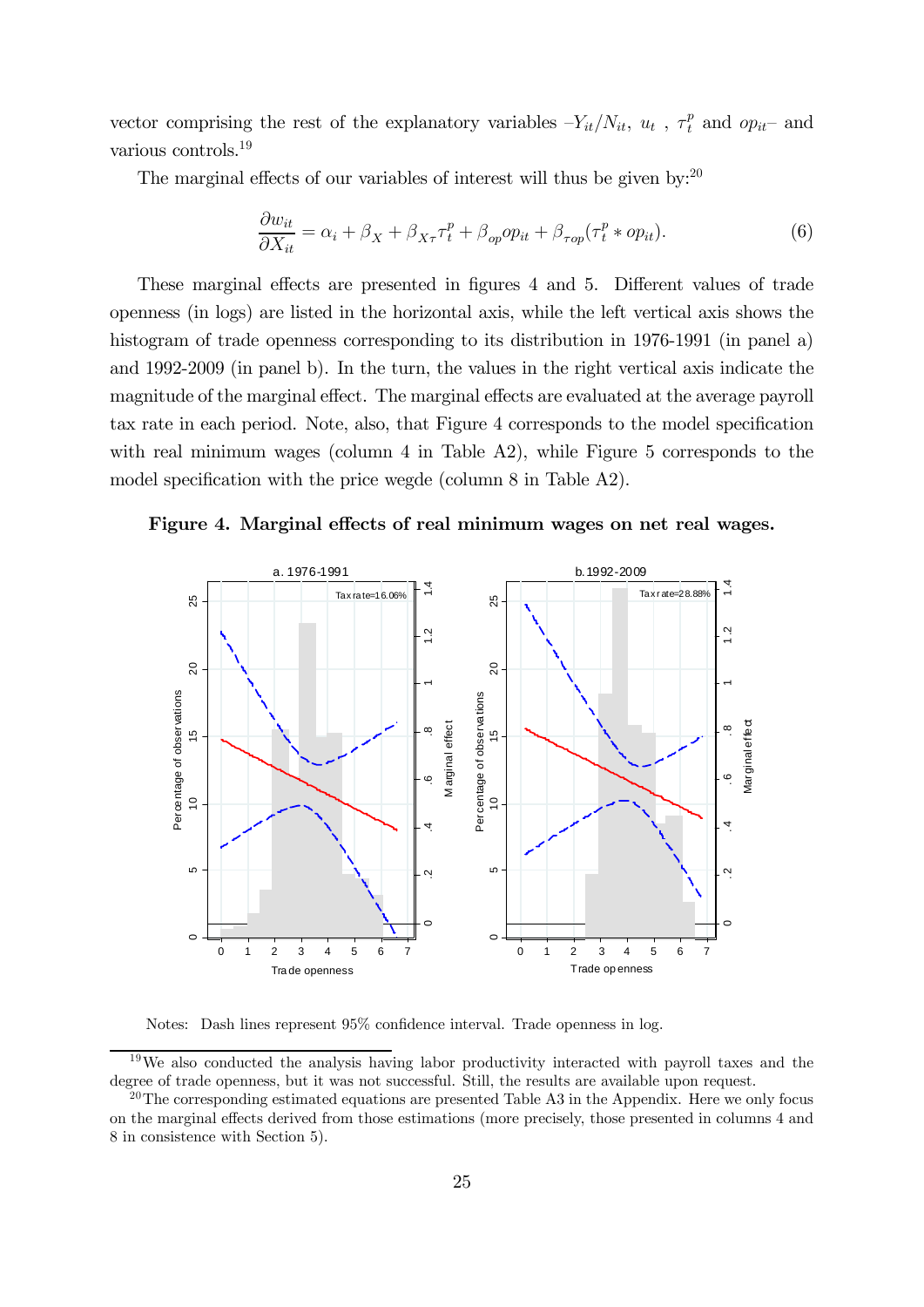vector comprising the rest of the explanatory variables $-Y_{it}/N_{it}$, $u_t$ , $\tau_t^p$ and $op_{it}-$ and various controls.[19]

The marginal effects of our variables of interest will thus be given by:[20]

$$\frac{\partial w_{it}}{\partial X_{it}} = \alpha_i + \beta_X + \beta_{X\tau}\tau_t^p + \beta_{op}op_{it} + \beta_{\tau op}(\tau_t^p * op_{it}). \tag{6}$$

These marginal effects are presented in figures 4 and 5. Different values of trade openness (in logs) are listed in the horizontal axis, while the left vertical axis shows the histogram of trade openness corresponding to its distribution in 1976-1991 (in panel a) and 1992-2009 (in panel b). In the turn, the values in the right vertical axis indicate the magnitude of the marginal effect. The marginal effects are evaluated at the average payroll tax rate in each period. Note, also, that Figure 4 corresponds to the model specification with real minimum wages (column 4 in Table A2), while Figure 5 corresponds to the model specification with the price wegde (column 8 in Table A2).

**Figure 4. Marginal effects of real minimum wages on net real wages.**

Notes: Dash lines represent 95% confidence interval. Trade openness in log.

[19] We also conducted the analysis having labor productivity interacted with payroll taxes and the degree of trade openness, but it was not successful. Still, the results are available upon request.

[20] The corresponding estimated equations are presented Table A3 in the Appendix. Here we only focus on the marginal effects derived from those estimations (more precisely, those presented in columns 4 and 8 in consistence with Section 5).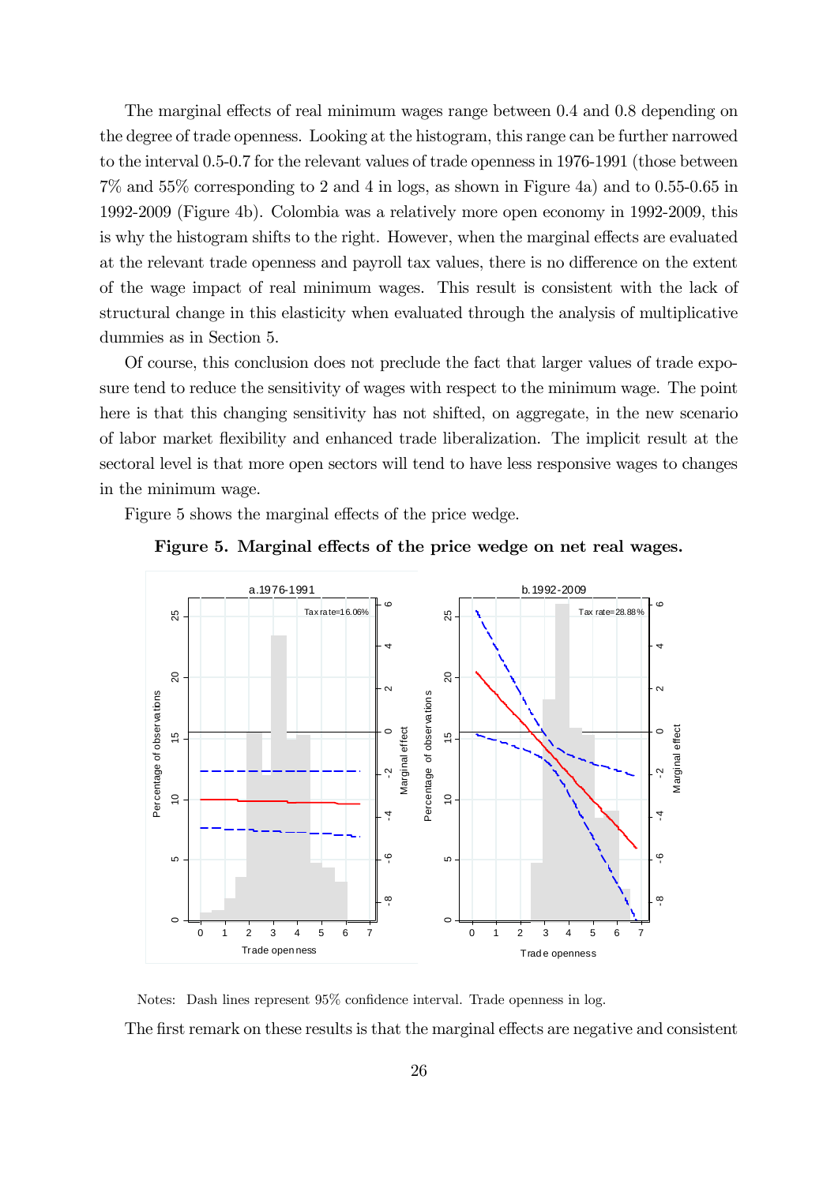The marginal effects of real minimum wages range between 0.4 and 0.8 depending on the degree of trade openness. Looking at the histogram, this range can be further narrowed to the interval 0.5-0.7 for the relevant values of trade openness in 1976-1991 (those between 7% and 55% corresponding to 2 and 4 in logs, as shown in Figure 4a) and to 0.55-0.65 in 1992-2009 (Figure 4b). Colombia was a relatively more open economy in 1992-2009, this is why the histogram shifts to the right. However, when the marginal effects are evaluated at the relevant trade openness and payroll tax values, there is no difference on the extent of the wage impact of real minimum wages. This result is consistent with the lack of structural change in this elasticity when evaluated through the analysis of multiplicative dummies as in Section 5.

Of course, this conclusion does not preclude the fact that larger values of trade exposure tend to reduce the sensitivity of wages with respect to the minimum wage. The point here is that this changing sensitivity has not shifted, on aggregate, in the new scenario of labor market flexibility and enhanced trade liberalization. The implicit result at the sectoral level is that more open sectors will tend to have less responsive wages to changes in the minimum wage.

Figure 5 shows the marginal effects of the price wedge.

**Figure 5. Marginal effects of the price wedge on net real wages.**

Notes: Dash lines represent 95% confidence interval. Trade openness in log.

The first remark on these results is that the marginal effects are negative and consistent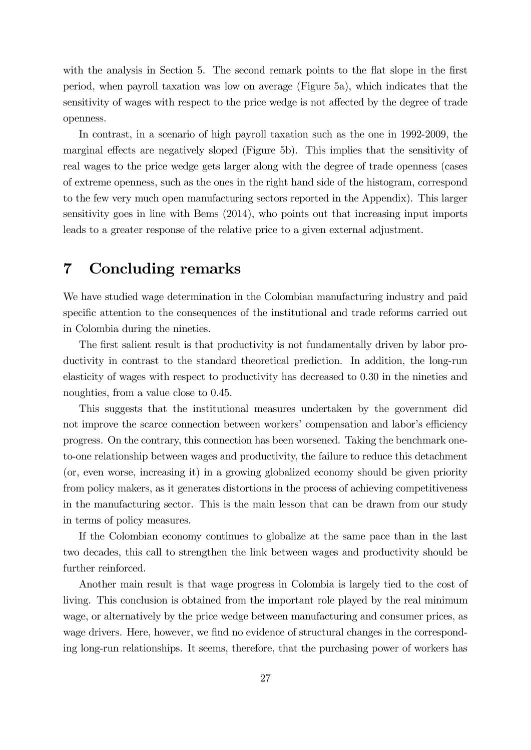with the analysis in Section 5. The second remark points to the flat slope in the first period, when payroll taxation was low on average (Figure 5a), which indicates that the sensitivity of wages with respect to the price wedge is not affected by the degree of trade openness.

In contrast, in a scenario of high payroll taxation such as the one in 1992-2009, the marginal effects are negatively sloped (Figure 5b). This implies that the sensitivity of real wages to the price wedge gets larger along with the degree of trade openness (cases of extreme openness, such as the ones in the right hand side of the histogram, correspond to the few very much open manufacturing sectors reported in the Appendix). This larger sensitivity goes in line with Bems (2014), who points out that increasing input imports leads to a greater response of the relative price to a given external adjustment.

# 7 Concluding remarks

We have studied wage determination in the Colombian manufacturing industry and paid specific attention to the consequences of the institutional and trade reforms carried out in Colombia during the nineties.

The first salient result is that productivity is not fundamentally driven by labor productivity in contrast to the standard theoretical prediction. In addition, the long-run elasticity of wages with respect to productivity has decreased to 0.30 in the nineties and noughties, from a value close to 0.45.

This suggests that the institutional measures undertaken by the government did not improve the scarce connection between workers' compensation and labor's efficiency progress. On the contrary, this connection has been worsened. Taking the benchmark one-to-one relationship between wages and productivity, the failure to reduce this detachment (or, even worse, increasing it) in a growing globalized economy should be given priority from policy makers, as it generates distortions in the process of achieving competitiveness in the manufacturing sector. This is the main lesson that can be drawn from our study in terms of policy measures.

If the Colombian economy continues to globalize at the same pace than in the last two decades, this call to strengthen the link between wages and productivity should be further reinforced.

Another main result is that wage progress in Colombia is largely tied to the cost of living. This conclusion is obtained from the important role played by the real minimum wage, or alternatively by the price wedge between manufacturing and consumer prices, as wage drivers. Here, however, we find no evidence of structural changes in the corresponding long-run relationships. It seems, therefore, that the purchasing power of workers has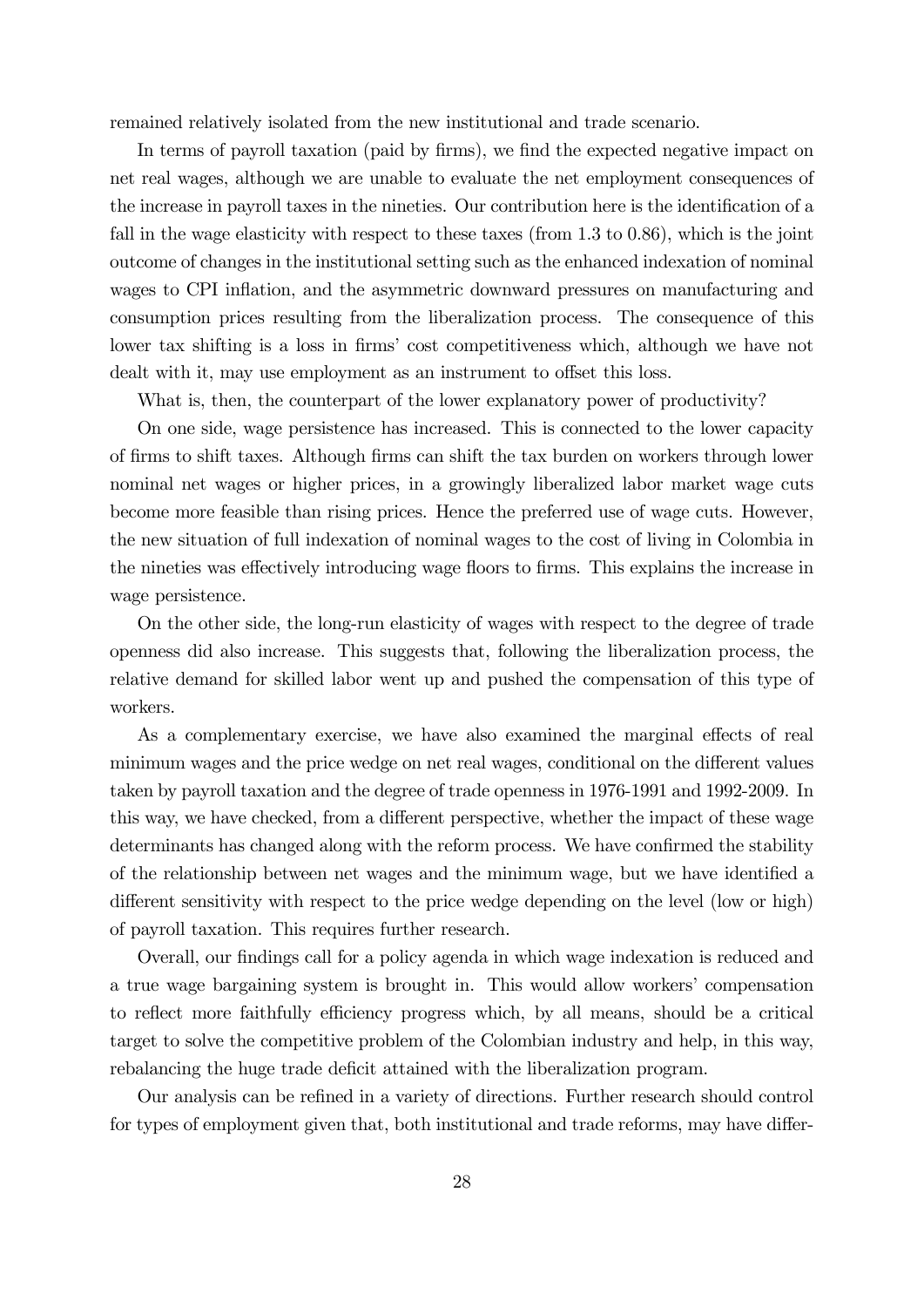remained relatively isolated from the new institutional and trade scenario.

In terms of payroll taxation (paid by firms), we find the expected negative impact on net real wages, although we are unable to evaluate the net employment consequences of the increase in payroll taxes in the nineties. Our contribution here is the identification of a fall in the wage elasticity with respect to these taxes (from 1.3 to 0.86), which is the joint outcome of changes in the institutional setting such as the enhanced indexation of nominal wages to CPI inflation, and the asymmetric downward pressures on manufacturing and consumption prices resulting from the liberalization process. The consequence of this lower tax shifting is a loss in firms' cost competitiveness which, although we have not dealt with it, may use employment as an instrument to offset this loss.

What is, then, the counterpart of the lower explanatory power of productivity?

On one side, wage persistence has increased. This is connected to the lower capacity of firms to shift taxes. Although firms can shift the tax burden on workers through lower nominal net wages or higher prices, in a growingly liberalized labor market wage cuts become more feasible than rising prices. Hence the preferred use of wage cuts. However, the new situation of full indexation of nominal wages to the cost of living in Colombia in the nineties was effectively introducing wage floors to firms. This explains the increase in wage persistence.

On the other side, the long-run elasticity of wages with respect to the degree of trade openness did also increase. This suggests that, following the liberalization process, the relative demand for skilled labor went up and pushed the compensation of this type of workers.

As a complementary exercise, we have also examined the marginal effects of real minimum wages and the price wedge on net real wages, conditional on the different values taken by payroll taxation and the degree of trade openness in 1976-1991 and 1992-2009. In this way, we have checked, from a different perspective, whether the impact of these wage determinants has changed along with the reform process. We have confirmed the stability of the relationship between net wages and the minimum wage, but we have identified a different sensitivity with respect to the price wedge depending on the level (low or high) of payroll taxation. This requires further research.

Overall, our findings call for a policy agenda in which wage indexation is reduced and a true wage bargaining system is brought in. This would allow workers' compensation to reflect more faithfully efficiency progress which, by all means, should be a critical target to solve the competitive problem of the Colombian industry and help, in this way, rebalancing the huge trade deficit attained with the liberalization program.

Our analysis can be refined in a variety of directions. Further research should control for types of employment given that, both institutional and trade reforms, may have differ-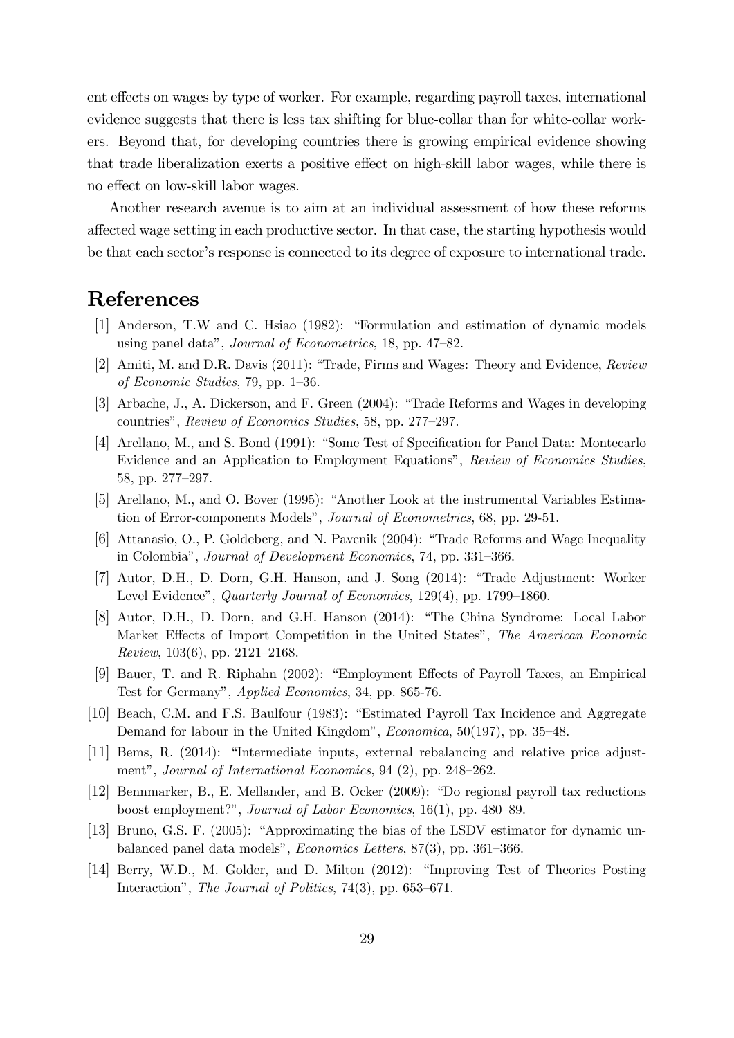ent effects on wages by type of worker. For example, regarding payroll taxes, international evidence suggests that there is less tax shifting for blue-collar than for white-collar workers. Beyond that, for developing countries there is growing empirical evidence showing that trade liberalization exerts a positive effect on high-skill labor wages, while there is no effect on low-skill labor wages.

Another research avenue is to aim at an individual assessment of how these reforms affected wage setting in each productive sector. In that case, the starting hypothesis would be that each sector's response is connected to its degree of exposure to international trade.

# References

[1] Anderson, T.W and C. Hsiao (1982): "Formulation and estimation of dynamic models using panel data", *Journal of Econometrics*, 18, pp. 47–82.

[2] Amiti, M. and D.R. Davis (2011): "Trade, Firms and Wages: Theory and Evidence, *Review of Economic Studies*, 79, pp. 1–36.

[3] Arbache, J., A. Dickerson, and F. Green (2004): "Trade Reforms and Wages in developing countries", *Review of Economics Studies*, 58, pp. 277–297.

[4] Arellano, M., and S. Bond (1991): "Some Test of Specification for Panel Data: Montecarlo Evidence and an Application to Employment Equations", *Review of Economics Studies*, 58, pp. 277–297.

[5] Arellano, M., and O. Bover (1995): "Another Look at the instrumental Variables Estimation of Error-components Models", *Journal of Econometrics*, 68, pp. 29-51.

[6] Attanasio, O., P. Goldeberg, and N. Pavcnik (2004): "Trade Reforms and Wage Inequality in Colombia", *Journal of Development Economics*, 74, pp. 331–366.

[7] Autor, D.H., D. Dorn, G.H. Hanson, and J. Song (2014): "Trade Adjustment: Worker Level Evidence", *Quarterly Journal of Economics*, 129(4), pp. 1799–1860.

[8] Autor, D.H., D. Dorn, and G.H. Hanson (2014): "The China Syndrome: Local Labor Market Effects of Import Competition in the United States", *The American Economic Review*, 103(6), pp. 2121–2168.

[9] Bauer, T. and R. Riphahn (2002): "Employment Effects of Payroll Taxes, an Empirical Test for Germany", *Applied Economics*, 34, pp. 865-76.

[10] Beach, C.M. and F.S. Baulfour (1983): "Estimated Payroll Tax Incidence and Aggregate Demand for labour in the United Kingdom", *Economica*, 50(197), pp. 35–48.

[11] Bems, R. (2014): "Intermediate inputs, external rebalancing and relative price adjustment", *Journal of International Economics*, 94 (2), pp. 248–262.

[12] Bennmarker, B., E. Mellander, and B. Ocker (2009): "Do regional payroll tax reductions boost employment?", *Journal of Labor Economics*, 16(1), pp. 480–89.

[13] Bruno, G.S. F. (2005): "Approximating the bias of the LSDV estimator for dynamic unbalanced panel data models", *Economics Letters*, 87(3), pp. 361–366.

[14] Berry, W.D., M. Golder, and D. Milton (2012): "Improving Test of Theories Posting Interaction", *The Journal of Politics*, 74(3), pp. 653–671.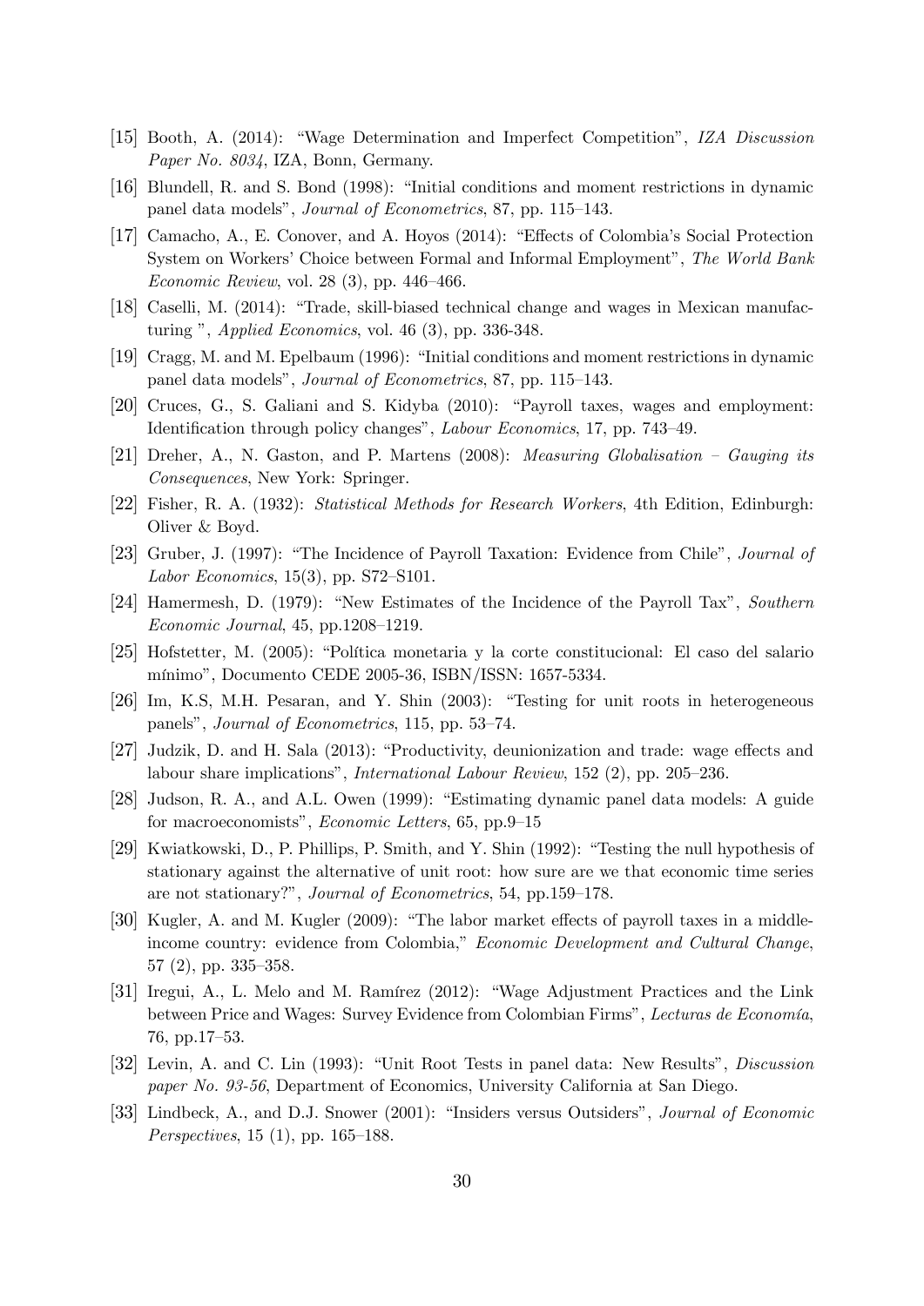[15] Booth, A. (2014): "Wage Determination and Imperfect Competition", *IZA Discussion Paper No. 8034*, IZA, Bonn, Germany.

[16] Blundell, R. and S. Bond (1998): "Initial conditions and moment restrictions in dynamic panel data models", *Journal of Econometrics*, 87, pp. 115–143.

[17] Camacho, A., E. Conover, and A. Hoyos (2014): "Effects of Colombia's Social Protection System on Workers' Choice between Formal and Informal Employment", *The World Bank Economic Review*, vol. 28 (3), pp. 446–466.

[18] Caselli, M. (2014): "Trade, skill-biased technical change and wages in Mexican manufacturing ", *Applied Economics*, vol. 46 (3), pp. 336-348.

[19] Cragg, M. and M. Epelbaum (1996): "Initial conditions and moment restrictions in dynamic panel data models", *Journal of Econometrics*, 87, pp. 115–143.

[20] Cruces, G., S. Galiani and S. Kidyba (2010): "Payroll taxes, wages and employment: Identification through policy changes", *Labour Economics*, 17, pp. 743–49.

[21] Dreher, A., N. Gaston, and P. Martens (2008): *Measuring Globalisation – Gauging its Consequences*, New York: Springer.

[22] Fisher, R. A. (1932): *Statistical Methods for Research Workers*, 4th Edition, Edinburgh: Oliver & Boyd.

[23] Gruber, J. (1997): "The Incidence of Payroll Taxation: Evidence from Chile", *Journal of Labor Economics*, 15(3), pp. S72–S101.

[24] Hamermesh, D. (1979): "New Estimates of the Incidence of the Payroll Tax", *Southern Economic Journal*, 45, pp.1208–1219.

[25] Hofstetter, M. (2005): "Política monetaria y la corte constitucional: El caso del salario mínimo", Documento CEDE 2005-36, ISBN/ISSN: 1657-5334.

[26] Im, K.S, M.H. Pesaran, and Y. Shin (2003): "Testing for unit roots in heterogeneous panels", *Journal of Econometrics*, 115, pp. 53–74.

[27] Judzik, D. and H. Sala (2013): "Productivity, deunionization and trade: wage effects and labour share implications", *International Labour Review*, 152 (2), pp. 205–236.

[28] Judson, R. A., and A.L. Owen (1999): "Estimating dynamic panel data models: A guide for macroeconomists", *Economic Letters*, 65, pp.9–15

[29] Kwiatkowski, D., P. Phillips, P. Smith, and Y. Shin (1992): "Testing the null hypothesis of stationary against the alternative of unit root: how sure are we that economic time series are not stationary?", *Journal of Econometrics*, 54, pp.159–178.

[30] Kugler, A. and M. Kugler (2009): "The labor market effects of payroll taxes in a middle-income country: evidence from Colombia," *Economic Development and Cultural Change*, 57 (2), pp. 335–358.

[31] Iregui, A., L. Melo and M. Ramírez (2012): "Wage Adjustment Practices and the Link between Price and Wages: Survey Evidence from Colombian Firms", *Lecturas de Economía*, 76, pp.17–53.

[32] Levin, A. and C. Lin (1993): "Unit Root Tests in panel data: New Results", *Discussion paper No. 93-56*, Department of Economics, University California at San Diego.

[33] Lindbeck, A., and D.J. Snower (2001): "Insiders versus Outsiders", *Journal of Economic Perspectives*, 15 (1), pp. 165–188.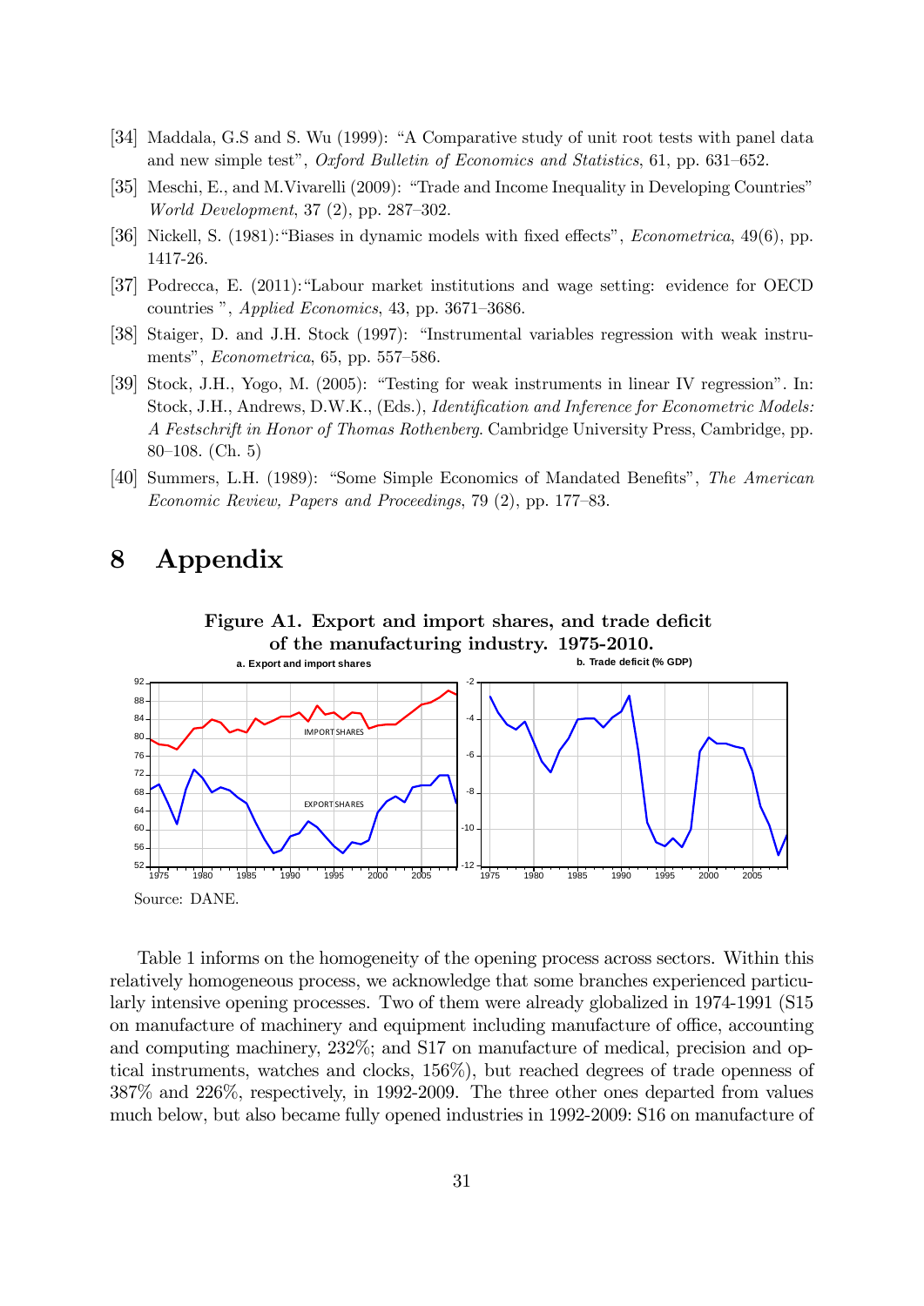[34] Maddala, G.S and S. Wu (1999): "A Comparative study of unit root tests with panel data and new simple test", *Oxford Bulletin of Economics and Statistics*, 61, pp. 631–652.

[35] Meschi, E., and M.Vivarelli (2009): "Trade and Income Inequality in Developing Countries" *World Development*, 37 (2), pp. 287–302.

[36] Nickell, S. (1981):"Biases in dynamic models with fixed effects", *Econometrica*, 49(6), pp. 1417-26.

[37] Podrecca, E. (2011):"Labour market institutions and wage setting: evidence for OECD countries ", *Applied Economics*, 43, pp. 3671–3686.

[38] Staiger, D. and J.H. Stock (1997): "Instrumental variables regression with weak instruments", *Econometrica*, 65, pp. 557–586.

[39] Stock, J.H., Yogo, M. (2005): "Testing for weak instruments in linear IV regression". In: Stock, J.H., Andrews, D.W.K., (Eds.), *Identification and Inference for Econometric Models: A Festschrift in Honor of Thomas Rothenberg*. Cambridge University Press, Cambridge, pp. 80–108. (Ch. 5)

[40] Summers, L.H. (1989): "Some Simple Economics of Mandated Benefits", *The American Economic Review, Papers and Proceedings*, 79 (2), pp. 177–83.

# 8 Appendix

**Figure A1. Export and import shares, and trade deficit of the manufacturing industry. 1975-2010.**

Source: DANE.

Table 1 informs on the homogeneity of the opening process across sectors. Within this relatively homogeneous process, we acknowledge that some branches experienced particularly intensive opening processes. Two of them were already globalized in 1974-1991 (S15 on manufacture of machinery and equipment including manufacture of office, accounting and computing machinery, 232%; and S17 on manufacture of medical, precision and optical instruments, watches and clocks, 156%), but reached degrees of trade openness of 387% and 226%, respectively, in 1992-2009. The three other ones departed from values much below, but also became fully opened industries in 1992-2009: S16 on manufacture of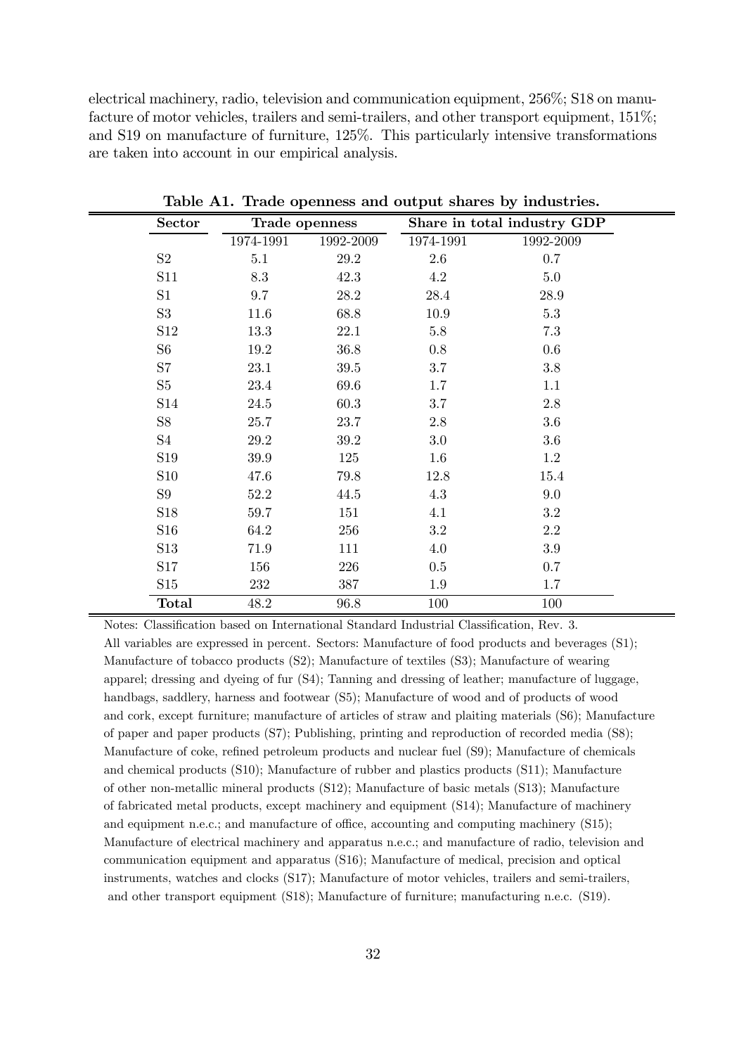electrical machinery, radio, television and communication equipment, 256%; S18 on manufacture of motor vehicles, trailers and semi-trailers, and other transport equipment, 151%; and S19 on manufacture of furniture, 125%. This particularly intensive transformations are taken into account in our empirical analysis.

**Table A1. Trade openness and output shares by industries.**

| Sector | Trade openness | | Share in total industry GDP | |
|---|---|---|---|---|
| | 1974-1991 | 1992-2009 | 1974-1991 | 1992-2009 |
| S2 | 5.1 | 29.2 | 2.6 | 0.7 |
| S11 | 8.3 | 42.3 | 4.2 | 5.0 |
| S1 | 9.7 | 28.2 | 28.4 | 28.9 |
| S3 | 11.6 | 68.8 | 10.9 | 5.3 |
| S12 | 13.3 | 22.1 | 5.8 | 7.3 |
| S6 | 19.2 | 36.8 | 0.8 | 0.6 |
| S7 | 23.1 | 39.5 | 3.7 | 3.8 |
| S5 | 23.4 | 69.6 | 1.7 | 1.1 |
| S14 | 24.5 | 60.3 | 3.7 | 2.8 |
| S8 | 25.7 | 23.7 | 2.8 | 3.6 |
| S4 | 29.2 | 39.2 | 3.0 | 3.6 |
| S19 | 39.9 | 125 | 1.6 | 1.2 |
| S10 | 47.6 | 79.8 | 12.8 | 15.4 |
| S9 | 52.2 | 44.5 | 4.3 | 9.0 |
| S18 | 59.7 | 151 | 4.1 | 3.2 |
| S16 | 64.2 | 256 | 3.2 | 2.2 |
| S13 | 71.9 | 111 | 4.0 | 3.9 |
| S17 | 156 | 226 | 0.5 | 0.7 |
| S15 | 232 | 387 | 1.9 | 1.7 |
| **Total** | 48.2 | 96.8 | 100 | 100 |

Notes: Classification based on International Standard Industrial Classification, Rev. 3.
All variables are expressed in percent. Sectors: Manufacture of food products and beverages (S1); Manufacture of tobacco products (S2); Manufacture of textiles (S3); Manufacture of wearing apparel; dressing and dyeing of fur (S4); Tanning and dressing of leather; manufacture of luggage, handbags, saddlery, harness and footwear (S5); Manufacture of wood and of products of wood and cork, except furniture; manufacture of articles of straw and plaiting materials (S6); Manufacture of paper and paper products (S7); Publishing, printing and reproduction of recorded media (S8); Manufacture of coke, refined petroleum products and nuclear fuel (S9); Manufacture of chemicals and chemical products (S10); Manufacture of rubber and plastics products (S11); Manufacture of other non-metallic mineral products (S12); Manufacture of basic metals (S13); Manufacture of fabricated metal products, except machinery and equipment (S14); Manufacture of machinery and equipment n.e.c.; and manufacture of office, accounting and computing machinery (S15); Manufacture of electrical machinery and apparatus n.e.c.; and manufacture of radio, television and communication equipment and apparatus (S16); Manufacture of medical, precision and optical instruments, watches and clocks (S17); Manufacture of motor vehicles, trailers and semi-trailers, and other transport equipment (S18); Manufacture of furniture; manufacturing n.e.c. (S19).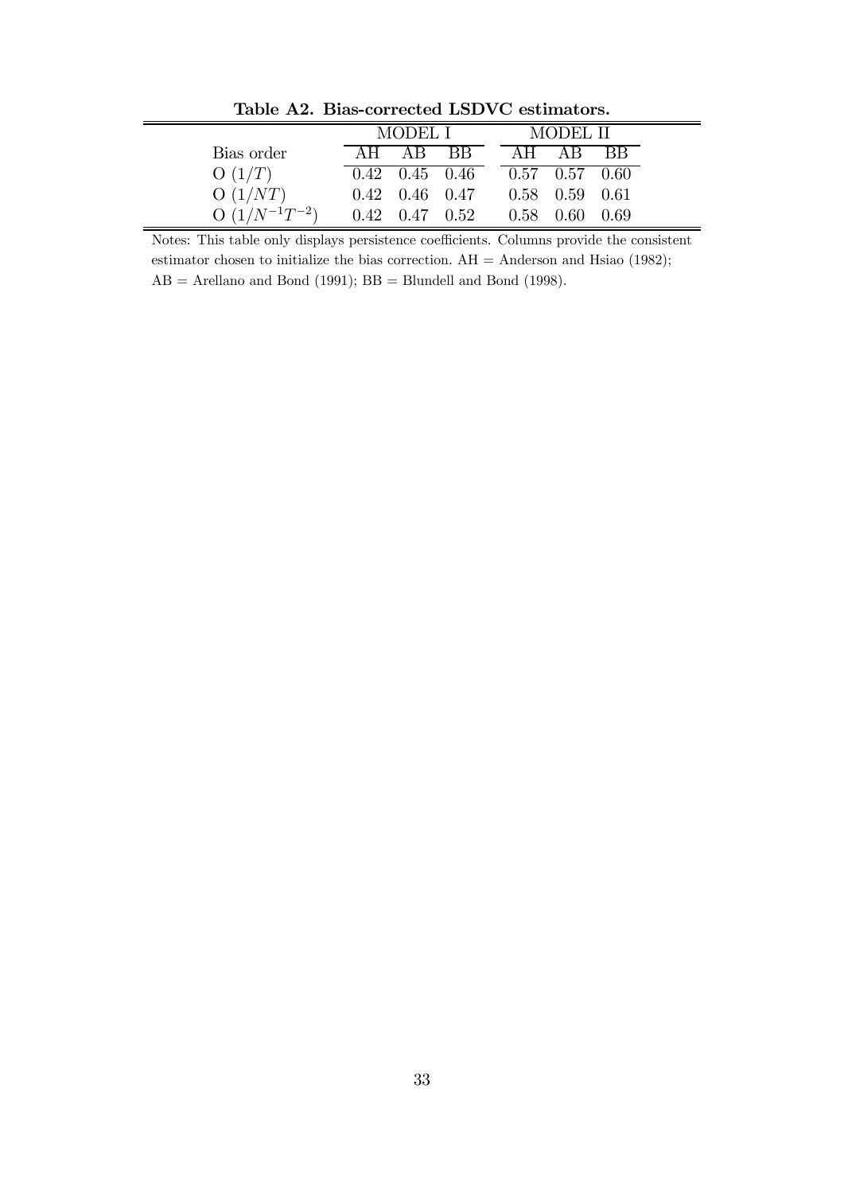**Table A2. Bias-corrected LSDVC estimators.**

| | MODEL I | | | MODEL II | | |
|---|---|---|---|---|---|---|
| Bias order | AH | AB | BB | AH | AB | BB |
| O $(1/T)$ | 0.42 | 0.45 | 0.46 | 0.57 | 0.57 | 0.60 |
| O $(1/NT)$ | 0.42 | 0.46 | 0.47 | 0.58 | 0.59 | 0.61 |
| O $(1/N^{-1}T^{-2})$ | 0.42 | 0.47 | 0.52 | 0.58 | 0.60 | 0.69 |

Notes: This table only displays persistence coefficients. Columns provide the consistent estimator chosen to initialize the bias correction. AH = Anderson and Hsiao (1982); AB = Arellano and Bond (1991); BB = Blundell and Bond (1998).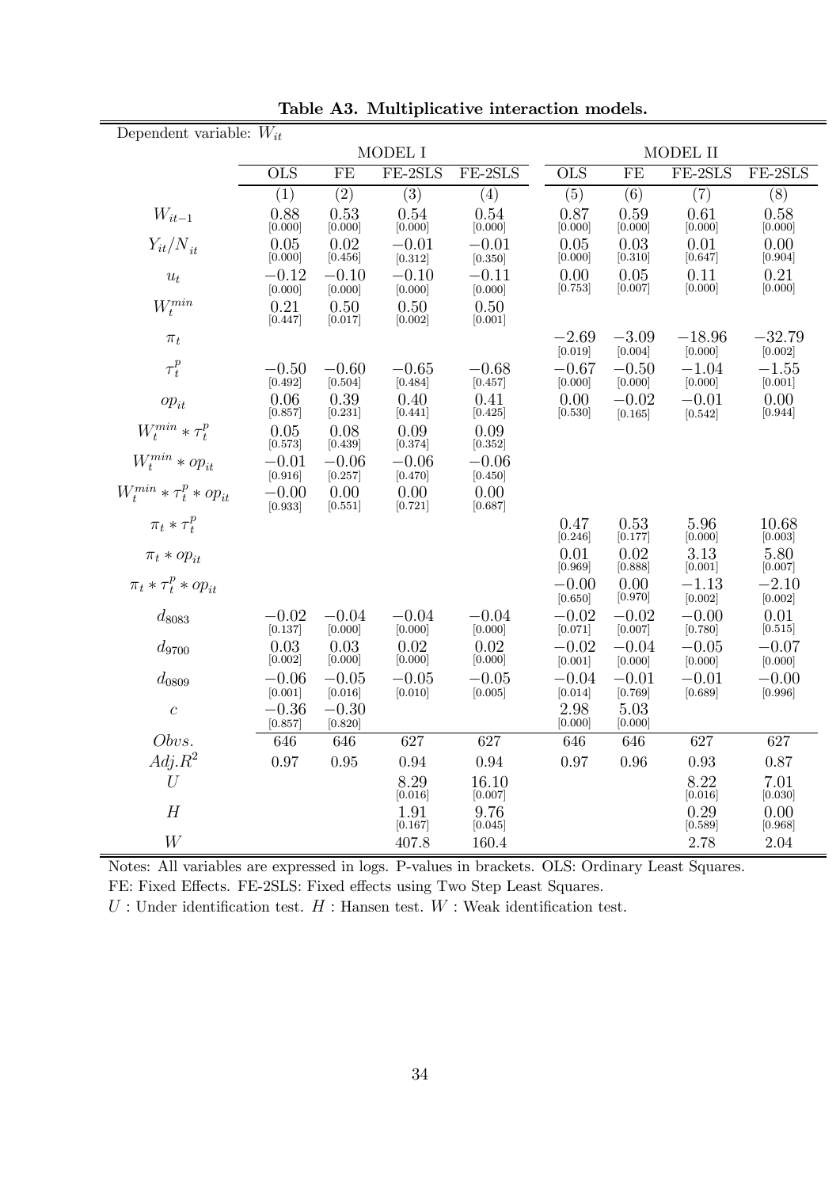**Table A3. Multiplicative interaction models.**

| Dependent variable: $W_{it}$ | MODEL I | | | | MODEL II | | | |
|---|---|---|---|---|---|---|---|---|
| | OLS | FE | FE-2SLS | FE-2SLS | OLS | FE | FE-2SLS | FE-2SLS |
| | (1) | (2) | (3) | (4) | (5) | (6) | (7) | (8) |
| $W_{it-1}$ | 0.88 [0.000] | 0.53 [0.000] | 0.54 [0.000] | 0.54 [0.000] | 0.87 [0.000] | 0.59 [0.000] | 0.61 [0.000] | 0.58 [0.000] |
| $Y_{it}/N_{it}$ | 0.05 [0.000] | 0.02 [0.456] | −0.01 [0.312] | −0.01 [0.350] | 0.05 [0.000] | 0.03 [0.310] | 0.01 [0.647] | 0.00 [0.904] |
| $u_t$ | −0.12 [0.000] | −0.10 [0.000] | −0.10 [0.000] | −0.11 [0.000] | 0.00 [0.753] | 0.05 [0.007] | 0.11 [0.000] | 0.21 [0.000] |
| $W_t^{min}$ | 0.21 [0.447] | 0.50 [0.017] | 0.50 [0.002] | 0.50 [0.001] | | | | |
| $\pi_t$ | | | | | −2.69 [0.019] | −3.09 [0.004] | −18.96 [0.000] | −32.79 [0.002] |
| $\tau_t^p$ | −0.50 [0.492] | −0.60 [0.504] | −0.65 [0.484] | −0.68 [0.457] | −0.67 [0.000] | −0.50 [0.000] | −1.04 [0.000] | −1.55 [0.001] |
| $op_{it}$ | 0.06 [0.857] | 0.39 [0.231] | 0.40 [0.441] | 0.41 [0.425] | 0.00 [0.530] | −0.02 [0.165] | −0.01 [0.542] | 0.00 [0.944] |
| $W_t^{min} * \tau_t^p$ | 0.05 [0.573] | 0.08 [0.439] | 0.09 [0.374] | 0.09 [0.352] | | | | |
| $W_t^{min} * op_{it}$ | −0.01 [0.916] | −0.06 [0.257] | −0.06 [0.470] | −0.06 [0.450] | | | | |
| $W_t^{min} * \tau_t^p * op_{it}$ | −0.00 [0.933] | 0.00 [0.551] | 0.00 [0.721] | 0.00 [0.687] | | | | |
| $\pi_t * \tau_t^p$ | | | | | 0.47 [0.246] | 0.53 [0.177] | 5.96 [0.000] | 10.68 [0.003] |
| $\pi_t * op_{it}$ | | | | | 0.01 [0.969] | 0.02 [0.888] | 3.13 [0.001] | 5.80 [0.007] |
| $\pi_t * \tau_t^p * op_{it}$ | | | | | −0.00 [0.650] | 0.00 [0.970] | −1.13 [0.002] | −2.10 [0.002] |
| $d_{8083}$ | −0.02 [0.137] | −0.04 [0.000] | −0.04 [0.000] | −0.04 [0.000] | −0.02 [0.071] | −0.02 [0.007] | −0.00 [0.780] | 0.01 [0.515] |
| $d_{9700}$ | 0.03 [0.002] | 0.03 [0.000] | 0.02 [0.000] | 0.02 [0.000] | −0.02 [0.001] | −0.04 [0.000] | −0.05 [0.000] | −0.07 [0.000] |
| $d_{0809}$ | −0.06 [0.001] | −0.05 [0.016] | −0.05 [0.010] | −0.05 [0.005] | −0.04 [0.014] | −0.01 [0.769] | −0.01 [0.689] | −0.00 [0.996] |
| $c$ | −0.36 [0.857] | −0.30 [0.820] | | | 2.98 [0.000] | 5.03 [0.000] | | |
| $Obvs.$ | 646 | 646 | 627 | 627 | 646 | 646 | 627 | 627 |
| $Adj.R^2$ | 0.97 | 0.95 | 0.94 | 0.94 | 0.97 | 0.96 | 0.93 | 0.87 |
| $U$ | | | 8.29 [0.016] | 16.10 [0.007] | | | 8.22 [0.016] | 7.01 [0.030] |
| $H$ | | | 1.91 [0.167] | 9.76 [0.045] | | | 0.29 [0.589] | 0.00 [0.968] |
| $W$ | | | 407.8 | 160.4 | | | 2.78 | 2.04 |

Notes: All variables are expressed in logs. P-values in brackets. OLS: Ordinary Least Squares.
FE: Fixed Effects. FE-2SLS: Fixed effects using Two Step Least Squares.
$U$ : Under identification test. $H$ : Hansen test. $W$ : Weak identification test.